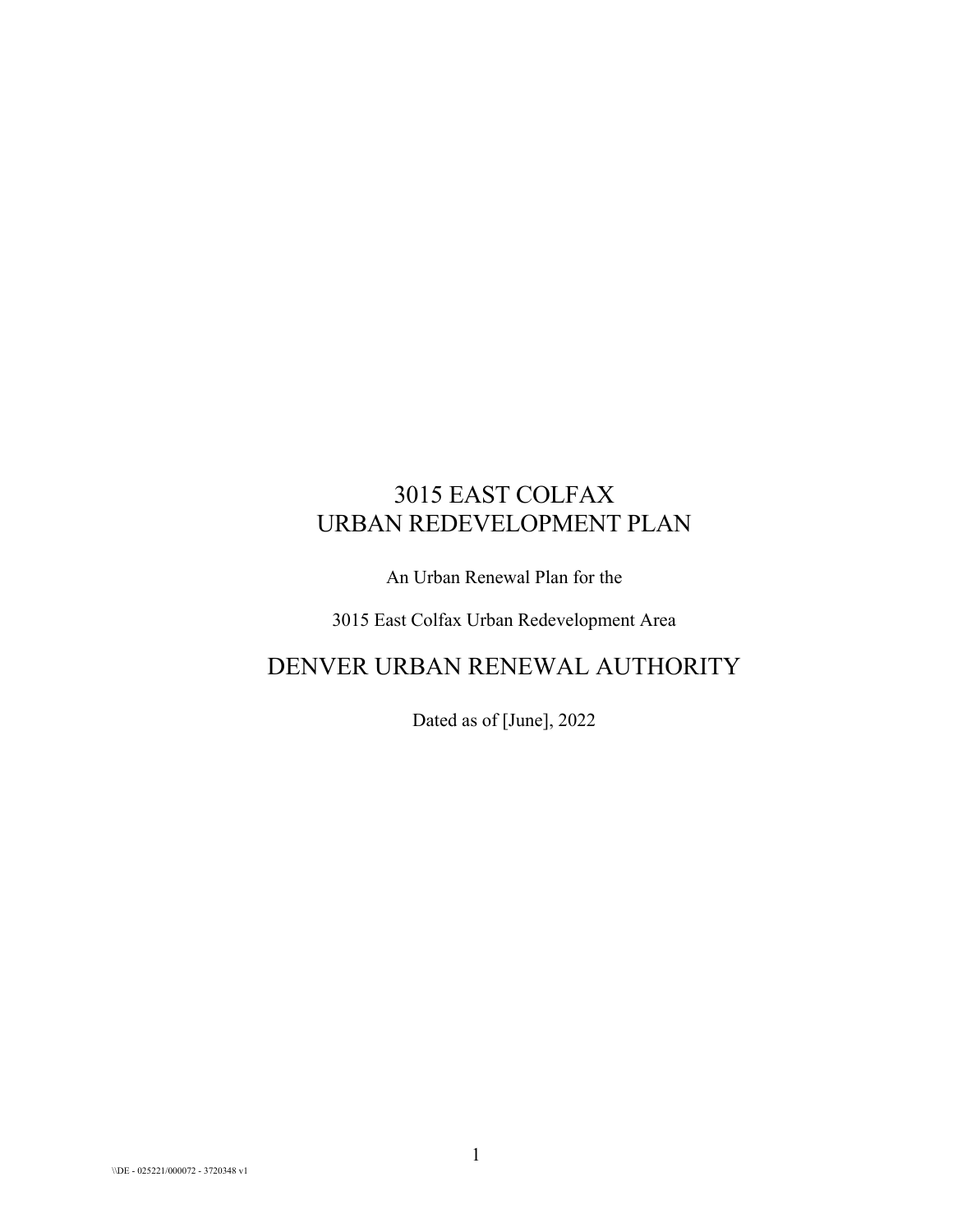# 3015 EAST COLFAX
# URBAN REDEVELOPMENT PLAN

An Urban Renewal Plan for the

3015 East Colfax Urban Redevelopment Area

## DENVER URBAN RENEWAL AUTHORITY

Dated as of [June], 2022

\\DE - 025221/000072 - 3720348 v1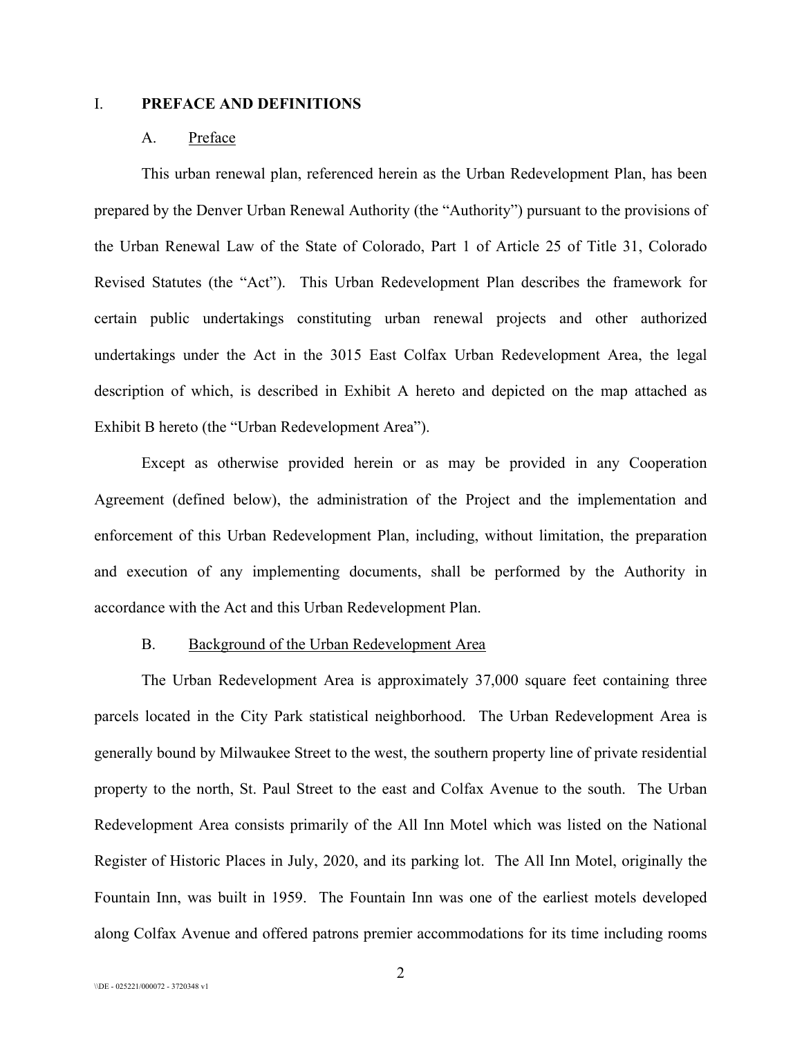# I. PREFACE AND DEFINITIONS

## A. Preface

This urban renewal plan, referenced herein as the Urban Redevelopment Plan, has been prepared by the Denver Urban Renewal Authority (the "Authority") pursuant to the provisions of the Urban Renewal Law of the State of Colorado, Part 1 of Article 25 of Title 31, Colorado Revised Statutes (the "Act"). This Urban Redevelopment Plan describes the framework for certain public undertakings constituting urban renewal projects and other authorized undertakings under the Act in the 3015 East Colfax Urban Redevelopment Area, the legal description of which, is described in Exhibit A hereto and depicted on the map attached as Exhibit B hereto (the "Urban Redevelopment Area").

Except as otherwise provided herein or as may be provided in any Cooperation Agreement (defined below), the administration of the Project and the implementation and enforcement of this Urban Redevelopment Plan, including, without limitation, the preparation and execution of any implementing documents, shall be performed by the Authority in accordance with the Act and this Urban Redevelopment Plan.

## B. Background of the Urban Redevelopment Area

The Urban Redevelopment Area is approximately 37,000 square feet containing three parcels located in the City Park statistical neighborhood. The Urban Redevelopment Area is generally bound by Milwaukee Street to the west, the southern property line of private residential property to the north, St. Paul Street to the east and Colfax Avenue to the south. The Urban Redevelopment Area consists primarily of the All Inn Motel which was listed on the National Register of Historic Places in July, 2020, and its parking lot. The All Inn Motel, originally the Fountain Inn, was built in 1959. The Fountain Inn was one of the earliest motels developed along Colfax Avenue and offered patrons premier accommodations for its time including rooms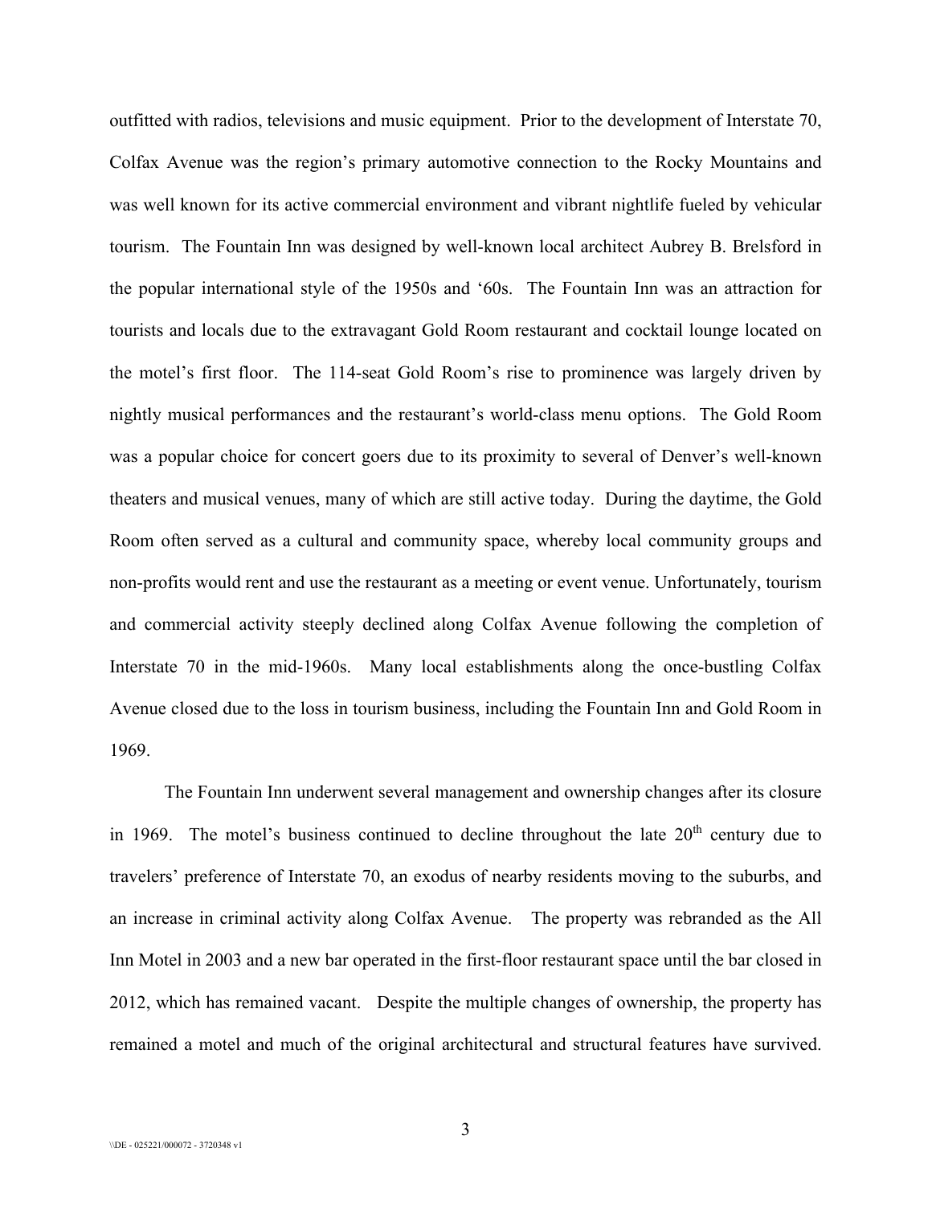outfitted with radios, televisions and music equipment. Prior to the development of Interstate 70, Colfax Avenue was the region's primary automotive connection to the Rocky Mountains and was well known for its active commercial environment and vibrant nightlife fueled by vehicular tourism. The Fountain Inn was designed by well-known local architect Aubrey B. Brelsford in the popular international style of the 1950s and '60s. The Fountain Inn was an attraction for tourists and locals due to the extravagant Gold Room restaurant and cocktail lounge located on the motel's first floor. The 114-seat Gold Room's rise to prominence was largely driven by nightly musical performances and the restaurant's world-class menu options. The Gold Room was a popular choice for concert goers due to its proximity to several of Denver's well-known theaters and musical venues, many of which are still active today. During the daytime, the Gold Room often served as a cultural and community space, whereby local community groups and non-profits would rent and use the restaurant as a meeting or event venue. Unfortunately, tourism and commercial activity steeply declined along Colfax Avenue following the completion of Interstate 70 in the mid-1960s. Many local establishments along the once-bustling Colfax Avenue closed due to the loss in tourism business, including the Fountain Inn and Gold Room in 1969.

The Fountain Inn underwent several management and ownership changes after its closure in 1969. The motel's business continued to decline throughout the late 20th century due to travelers' preference of Interstate 70, an exodus of nearby residents moving to the suburbs, and an increase in criminal activity along Colfax Avenue. The property was rebranded as the All Inn Motel in 2003 and a new bar operated in the first-floor restaurant space until the bar closed in 2012, which has remained vacant. Despite the multiple changes of ownership, the property has remained a motel and much of the original architectural and structural features have survived.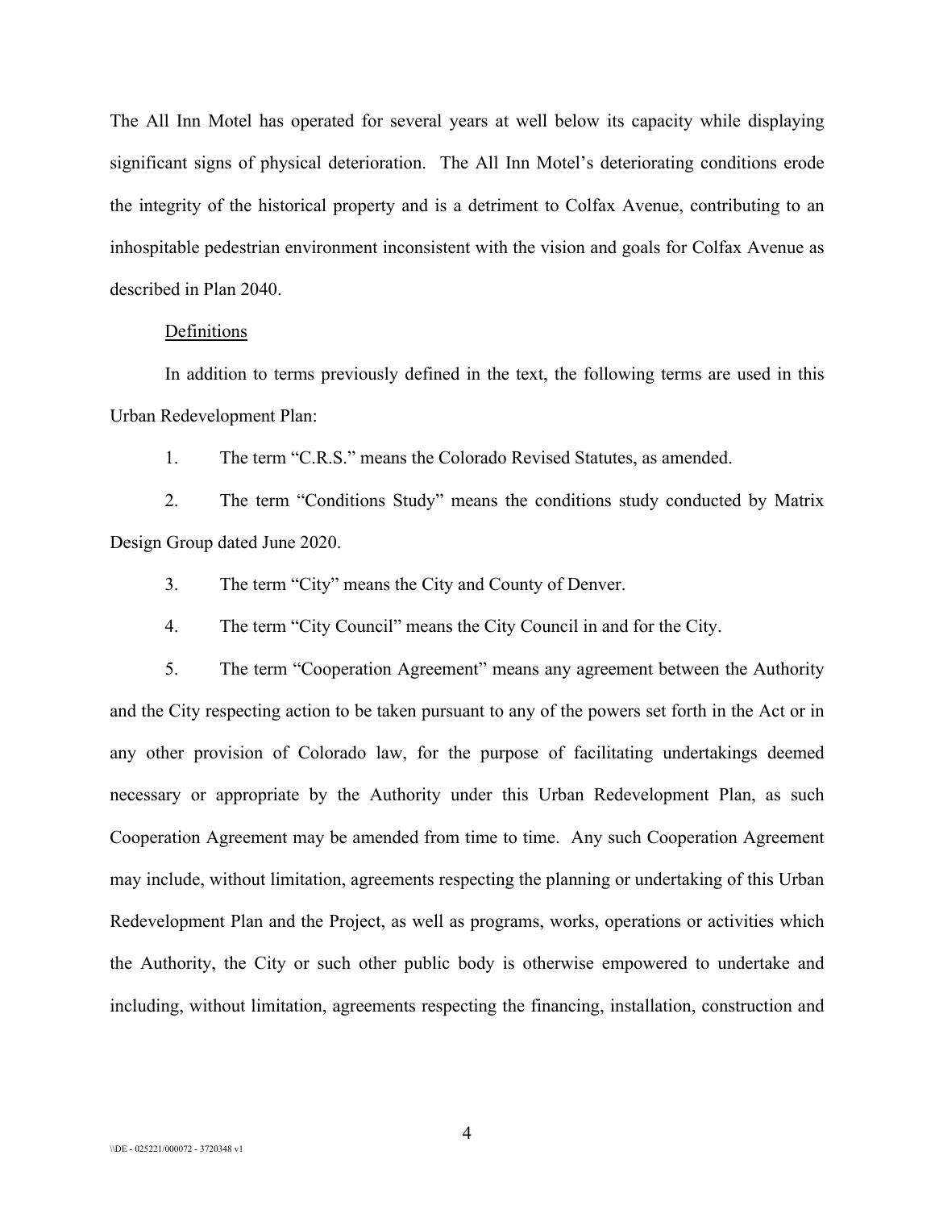The All Inn Motel has operated for several years at well below its capacity while displaying significant signs of physical deterioration. The All Inn Motel's deteriorating conditions erode the integrity of the historical property and is a detriment to Colfax Avenue, contributing to an inhospitable pedestrian environment inconsistent with the vision and goals for Colfax Avenue as described in Plan 2040.

Definitions

In addition to terms previously defined in the text, the following terms are used in this Urban Redevelopment Plan:

1. The term "C.R.S." means the Colorado Revised Statutes, as amended.

2. The term "Conditions Study" means the conditions study conducted by Matrix Design Group dated June 2020.

3. The term "City" means the City and County of Denver.

4. The term "City Council" means the City Council in and for the City.

5. The term "Cooperation Agreement" means any agreement between the Authority and the City respecting action to be taken pursuant to any of the powers set forth in the Act or in any other provision of Colorado law, for the purpose of facilitating undertakings deemed necessary or appropriate by the Authority under this Urban Redevelopment Plan, as such Cooperation Agreement may be amended from time to time. Any such Cooperation Agreement may include, without limitation, agreements respecting the planning or undertaking of this Urban Redevelopment Plan and the Project, as well as programs, works, operations or activities which the Authority, the City or such other public body is otherwise empowered to undertake and including, without limitation, agreements respecting the financing, installation, construction and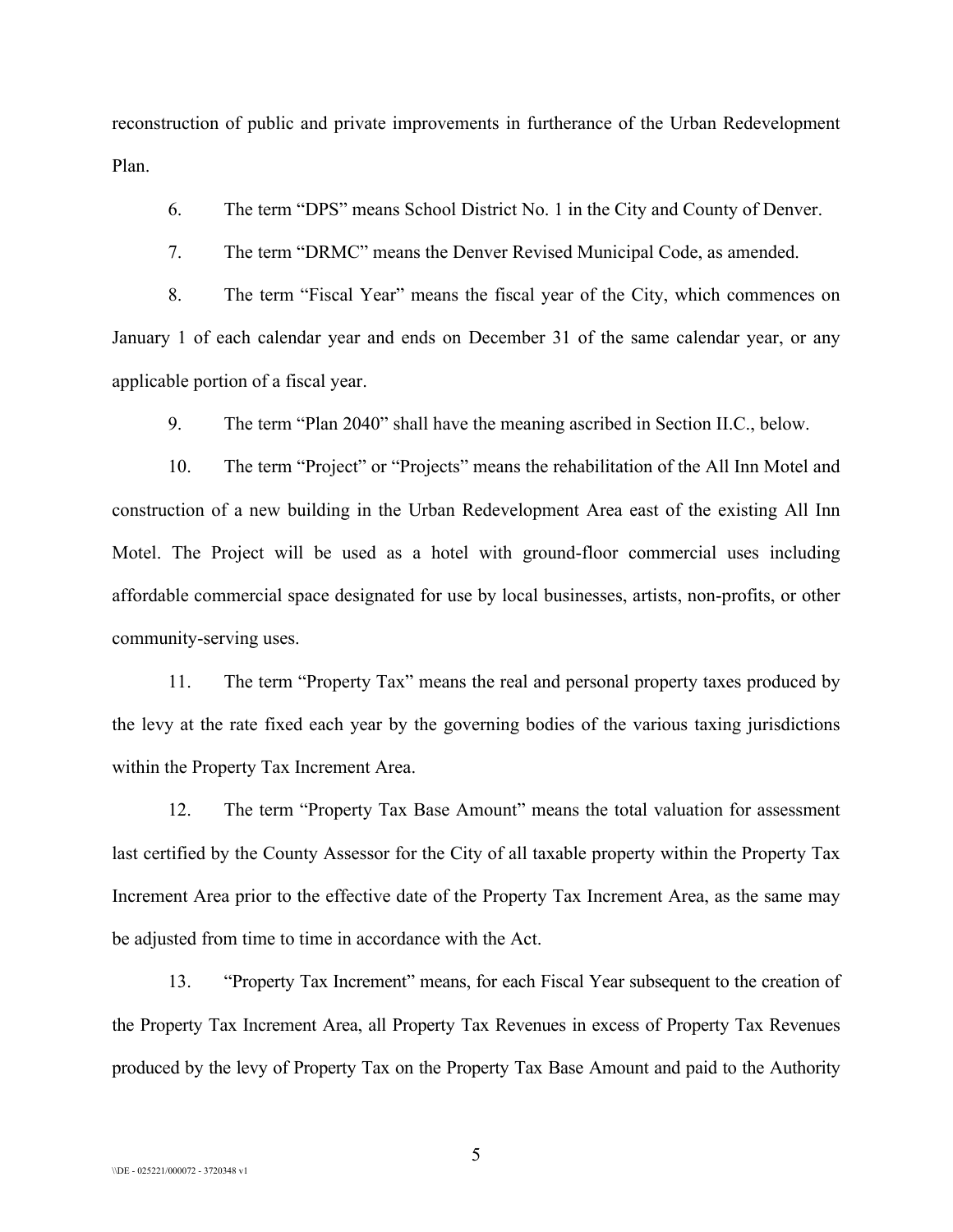reconstruction of public and private improvements in furtherance of the Urban Redevelopment Plan.

6. The term “DPS” means School District No. 1 in the City and County of Denver.

7. The term “DRMC” means the Denver Revised Municipal Code, as amended.

8. The term “Fiscal Year” means the fiscal year of the City, which commences on January 1 of each calendar year and ends on December 31 of the same calendar year, or any applicable portion of a fiscal year.

9. The term “Plan 2040” shall have the meaning ascribed in Section II.C., below.

10. The term “Project” or “Projects” means the rehabilitation of the All Inn Motel and construction of a new building in the Urban Redevelopment Area east of the existing All Inn Motel. The Project will be used as a hotel with ground-floor commercial uses including affordable commercial space designated for use by local businesses, artists, non-profits, or other community-serving uses.

11. The term “Property Tax” means the real and personal property taxes produced by the levy at the rate fixed each year by the governing bodies of the various taxing jurisdictions within the Property Tax Increment Area.

12. The term “Property Tax Base Amount” means the total valuation for assessment last certified by the County Assessor for the City of all taxable property within the Property Tax Increment Area prior to the effective date of the Property Tax Increment Area, as the same may be adjusted from time to time in accordance with the Act.

13. “Property Tax Increment” means, for each Fiscal Year subsequent to the creation of the Property Tax Increment Area, all Property Tax Revenues in excess of Property Tax Revenues produced by the levy of Property Tax on the Property Tax Base Amount and paid to the Authority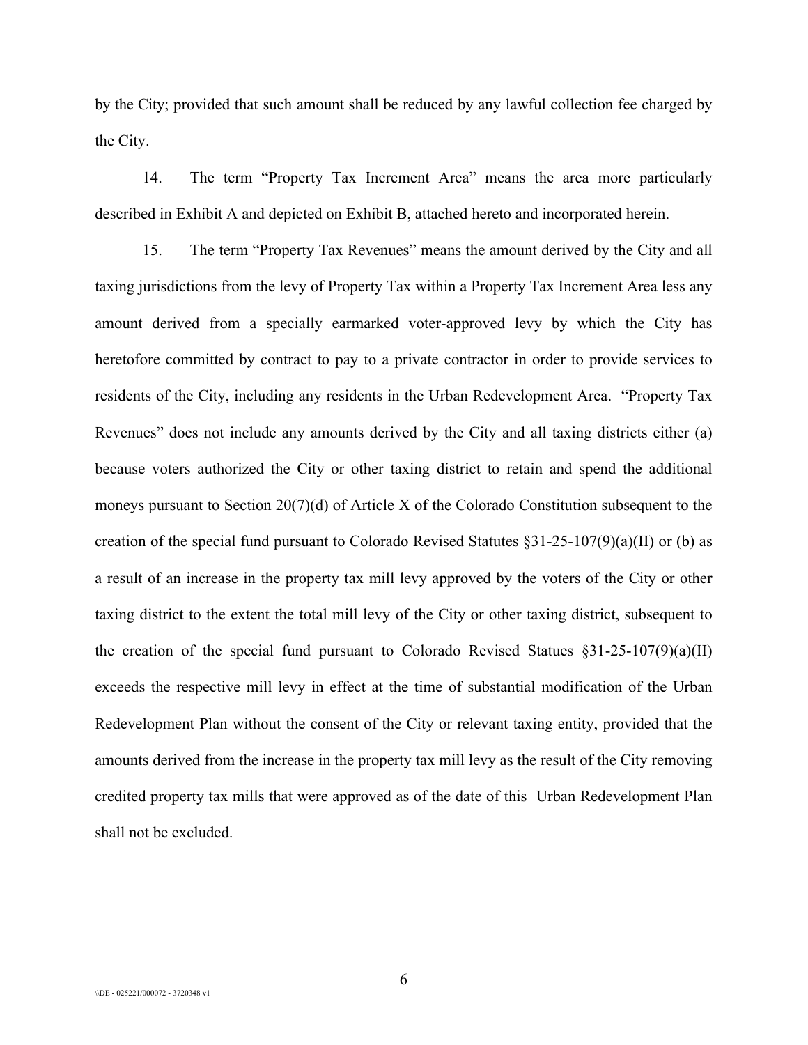by the City; provided that such amount shall be reduced by any lawful collection fee charged by the City.

14. The term "Property Tax Increment Area" means the area more particularly described in Exhibit A and depicted on Exhibit B, attached hereto and incorporated herein.

15. The term "Property Tax Revenues" means the amount derived by the City and all taxing jurisdictions from the levy of Property Tax within a Property Tax Increment Area less any amount derived from a specially earmarked voter-approved levy by which the City has heretofore committed by contract to pay to a private contractor in order to provide services to residents of the City, including any residents in the Urban Redevelopment Area. "Property Tax Revenues" does not include any amounts derived by the City and all taxing districts either (a) because voters authorized the City or other taxing district to retain and spend the additional moneys pursuant to Section 20(7)(d) of Article X of the Colorado Constitution subsequent to the creation of the special fund pursuant to Colorado Revised Statutes §31-25-107(9)(a)(II) or (b) as a result of an increase in the property tax mill levy approved by the voters of the City or other taxing district to the extent the total mill levy of the City or other taxing district, subsequent to the creation of the special fund pursuant to Colorado Revised Statues §31-25-107(9)(a)(II) exceeds the respective mill levy in effect at the time of substantial modification of the Urban Redevelopment Plan without the consent of the City or relevant taxing entity, provided that the amounts derived from the increase in the property tax mill levy as the result of the City removing credited property tax mills that were approved as of the date of this Urban Redevelopment Plan shall not be excluded.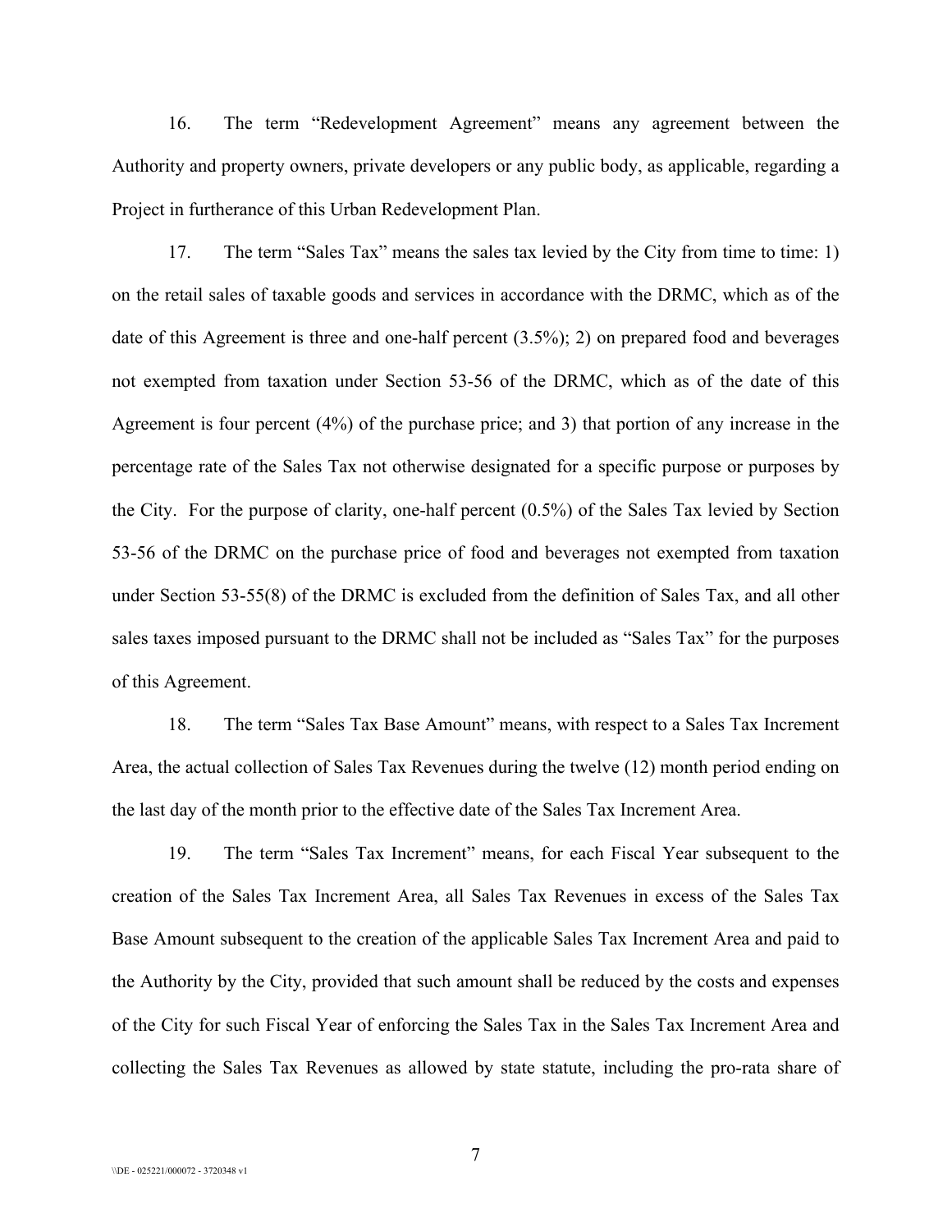16. The term “Redevelopment Agreement” means any agreement between the Authority and property owners, private developers or any public body, as applicable, regarding a Project in furtherance of this Urban Redevelopment Plan.

17. The term “Sales Tax” means the sales tax levied by the City from time to time: 1) on the retail sales of taxable goods and services in accordance with the DRMC, which as of the date of this Agreement is three and one-half percent (3.5%); 2) on prepared food and beverages not exempted from taxation under Section 53-56 of the DRMC, which as of the date of this Agreement is four percent (4%) of the purchase price; and 3) that portion of any increase in the percentage rate of the Sales Tax not otherwise designated for a specific purpose or purposes by the City. For the purpose of clarity, one-half percent (0.5%) of the Sales Tax levied by Section 53-56 of the DRMC on the purchase price of food and beverages not exempted from taxation under Section 53-55(8) of the DRMC is excluded from the definition of Sales Tax, and all other sales taxes imposed pursuant to the DRMC shall not be included as “Sales Tax” for the purposes of this Agreement.

18. The term “Sales Tax Base Amount” means, with respect to a Sales Tax Increment Area, the actual collection of Sales Tax Revenues during the twelve (12) month period ending on the last day of the month prior to the effective date of the Sales Tax Increment Area.

19. The term “Sales Tax Increment” means, for each Fiscal Year subsequent to the creation of the Sales Tax Increment Area, all Sales Tax Revenues in excess of the Sales Tax Base Amount subsequent to the creation of the applicable Sales Tax Increment Area and paid to the Authority by the City, provided that such amount shall be reduced by the costs and expenses of the City for such Fiscal Year of enforcing the Sales Tax in the Sales Tax Increment Area and collecting the Sales Tax Revenues as allowed by state statute, including the pro-rata share of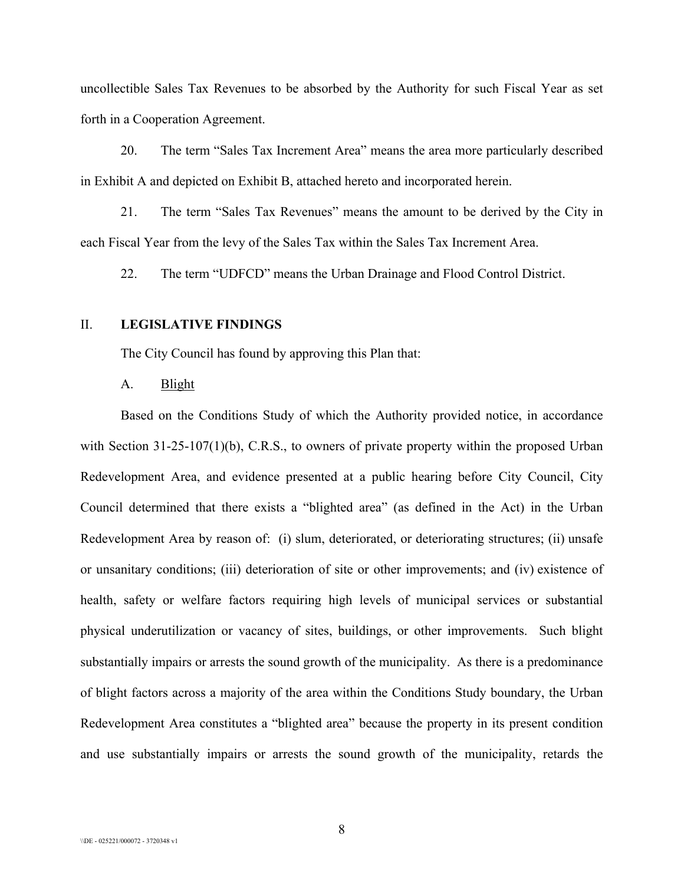uncollectible Sales Tax Revenues to be absorbed by the Authority for such Fiscal Year as set forth in a Cooperation Agreement.

20. The term "Sales Tax Increment Area" means the area more particularly described in Exhibit A and depicted on Exhibit B, attached hereto and incorporated herein.

21. The term "Sales Tax Revenues" means the amount to be derived by the City in each Fiscal Year from the levy of the Sales Tax within the Sales Tax Increment Area.

22. The term "UDFCD" means the Urban Drainage and Flood Control District.

## II. LEGISLATIVE FINDINGS

The City Council has found by approving this Plan that:

A. Blight

Based on the Conditions Study of which the Authority provided notice, in accordance with Section 31-25-107(1)(b), C.R.S., to owners of private property within the proposed Urban Redevelopment Area, and evidence presented at a public hearing before City Council, City Council determined that there exists a "blighted area" (as defined in the Act) in the Urban Redevelopment Area by reason of: (i) slum, deteriorated, or deteriorating structures; (ii) unsafe or unsanitary conditions; (iii) deterioration of site or other improvements; and (iv) existence of health, safety or welfare factors requiring high levels of municipal services or substantial physical underutilization or vacancy of sites, buildings, or other improvements. Such blight substantially impairs or arrests the sound growth of the municipality. As there is a predominance of blight factors across a majority of the area within the Conditions Study boundary, the Urban Redevelopment Area constitutes a "blighted area" because the property in its present condition and use substantially impairs or arrests the sound growth of the municipality, retards the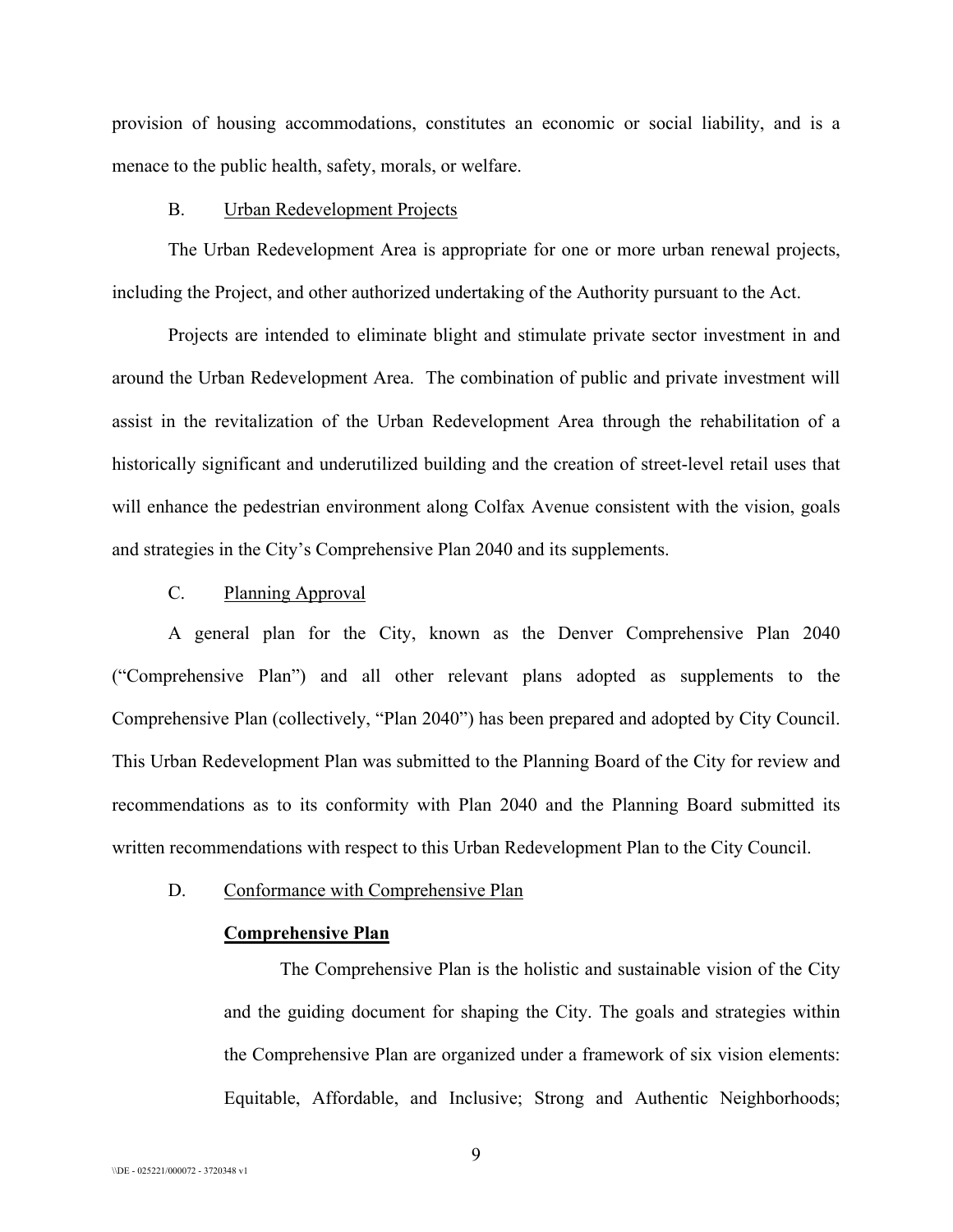provision of housing accommodations, constitutes an economic or social liability, and is a menace to the public health, safety, morals, or welfare.

B. <u>Urban Redevelopment Projects</u>

The Urban Redevelopment Area is appropriate for one or more urban renewal projects, including the Project, and other authorized undertaking of the Authority pursuant to the Act.

Projects are intended to eliminate blight and stimulate private sector investment in and around the Urban Redevelopment Area. The combination of public and private investment will assist in the revitalization of the Urban Redevelopment Area through the rehabilitation of a historically significant and underutilized building and the creation of street-level retail uses that will enhance the pedestrian environment along Colfax Avenue consistent with the vision, goals and strategies in the City's Comprehensive Plan 2040 and its supplements.

C. <u>Planning Approval</u>

A general plan for the City, known as the Denver Comprehensive Plan 2040 ("Comprehensive Plan") and all other relevant plans adopted as supplements to the Comprehensive Plan (collectively, "Plan 2040") has been prepared and adopted by City Council. This Urban Redevelopment Plan was submitted to the Planning Board of the City for review and recommendations as to its conformity with Plan 2040 and the Planning Board submitted its written recommendations with respect to this Urban Redevelopment Plan to the City Council.

D. <u>Conformance with Comprehensive Plan</u>

**<u>Comprehensive Plan</u>**

The Comprehensive Plan is the holistic and sustainable vision of the City and the guiding document for shaping the City. The goals and strategies within the Comprehensive Plan are organized under a framework of six vision elements: Equitable, Affordable, and Inclusive; Strong and Authentic Neighborhoods;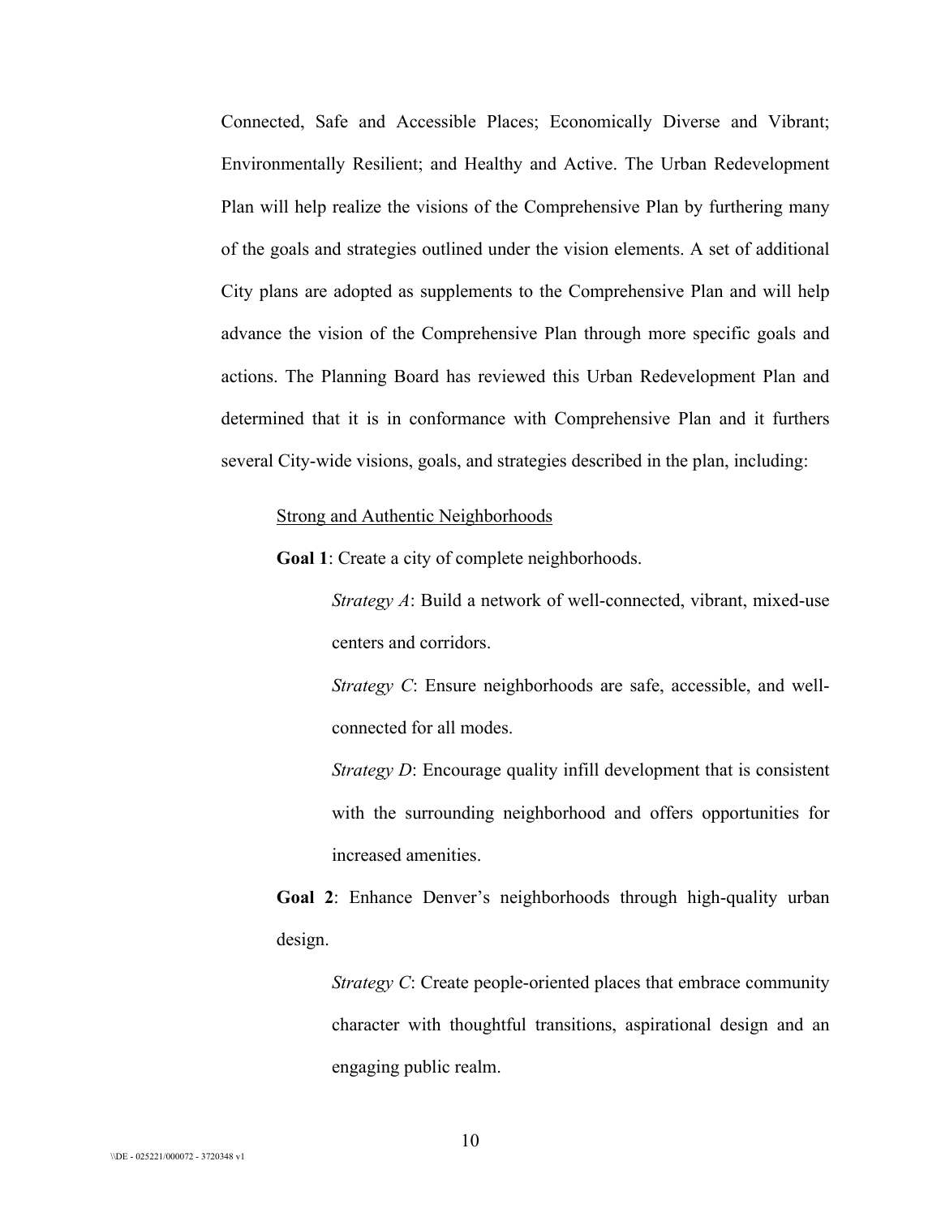Connected, Safe and Accessible Places; Economically Diverse and Vibrant; Environmentally Resilient; and Healthy and Active. The Urban Redevelopment Plan will help realize the visions of the Comprehensive Plan by furthering many of the goals and strategies outlined under the vision elements. A set of additional City plans are adopted as supplements to the Comprehensive Plan and will help advance the vision of the Comprehensive Plan through more specific goals and actions. The Planning Board has reviewed this Urban Redevelopment Plan and determined that it is in conformance with Comprehensive Plan and it furthers several City-wide visions, goals, and strategies described in the plan, including:

<u>Strong and Authentic Neighborhoods</u>

**Goal 1**: Create a city of complete neighborhoods.

*Strategy A*: Build a network of well-connected, vibrant, mixed-use centers and corridors.

*Strategy C*: Ensure neighborhoods are safe, accessible, and well-connected for all modes.

*Strategy D*: Encourage quality infill development that is consistent with the surrounding neighborhood and offers opportunities for increased amenities.

**Goal 2**: Enhance Denver's neighborhoods through high-quality urban design.

*Strategy C*: Create people-oriented places that embrace community character with thoughtful transitions, aspirational design and an engaging public realm.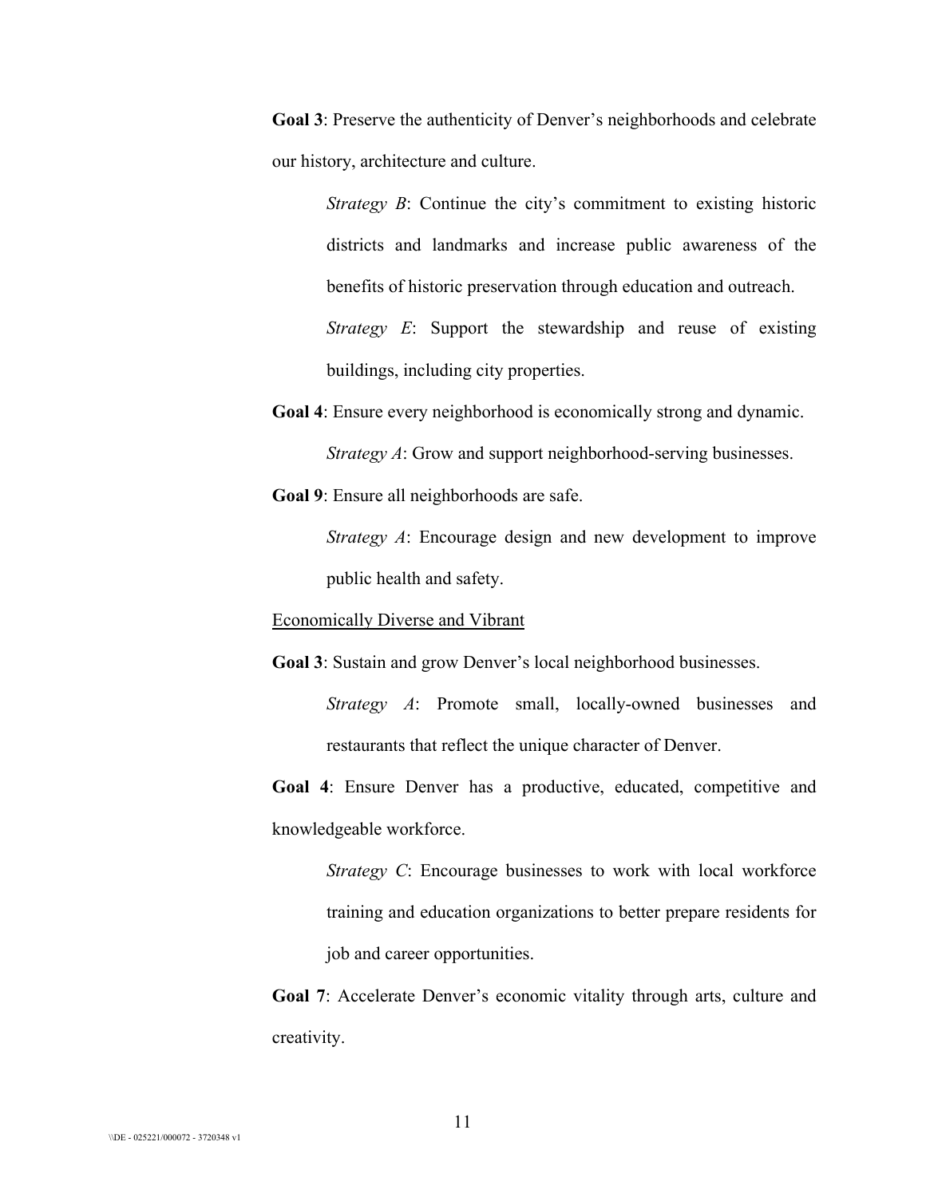**Goal 3**: Preserve the authenticity of Denver's neighborhoods and celebrate our history, architecture and culture.

> *Strategy B*: Continue the city's commitment to existing historic districts and landmarks and increase public awareness of the benefits of historic preservation through education and outreach.
>
> *Strategy E*: Support the stewardship and reuse of existing buildings, including city properties.

**Goal 4**: Ensure every neighborhood is economically strong and dynamic.

> *Strategy A*: Grow and support neighborhood-serving businesses.

**Goal 9**: Ensure all neighborhoods are safe.

> *Strategy A*: Encourage design and new development to improve public health and safety.

<u>Economically Diverse and Vibrant</u>

**Goal 3**: Sustain and grow Denver's local neighborhood businesses.

> *Strategy A*: Promote small, locally-owned businesses and restaurants that reflect the unique character of Denver.

**Goal 4**: Ensure Denver has a productive, educated, competitive and knowledgeable workforce.

> *Strategy C*: Encourage businesses to work with local workforce training and education organizations to better prepare residents for job and career opportunities.

**Goal 7**: Accelerate Denver's economic vitality through arts, culture and creativity.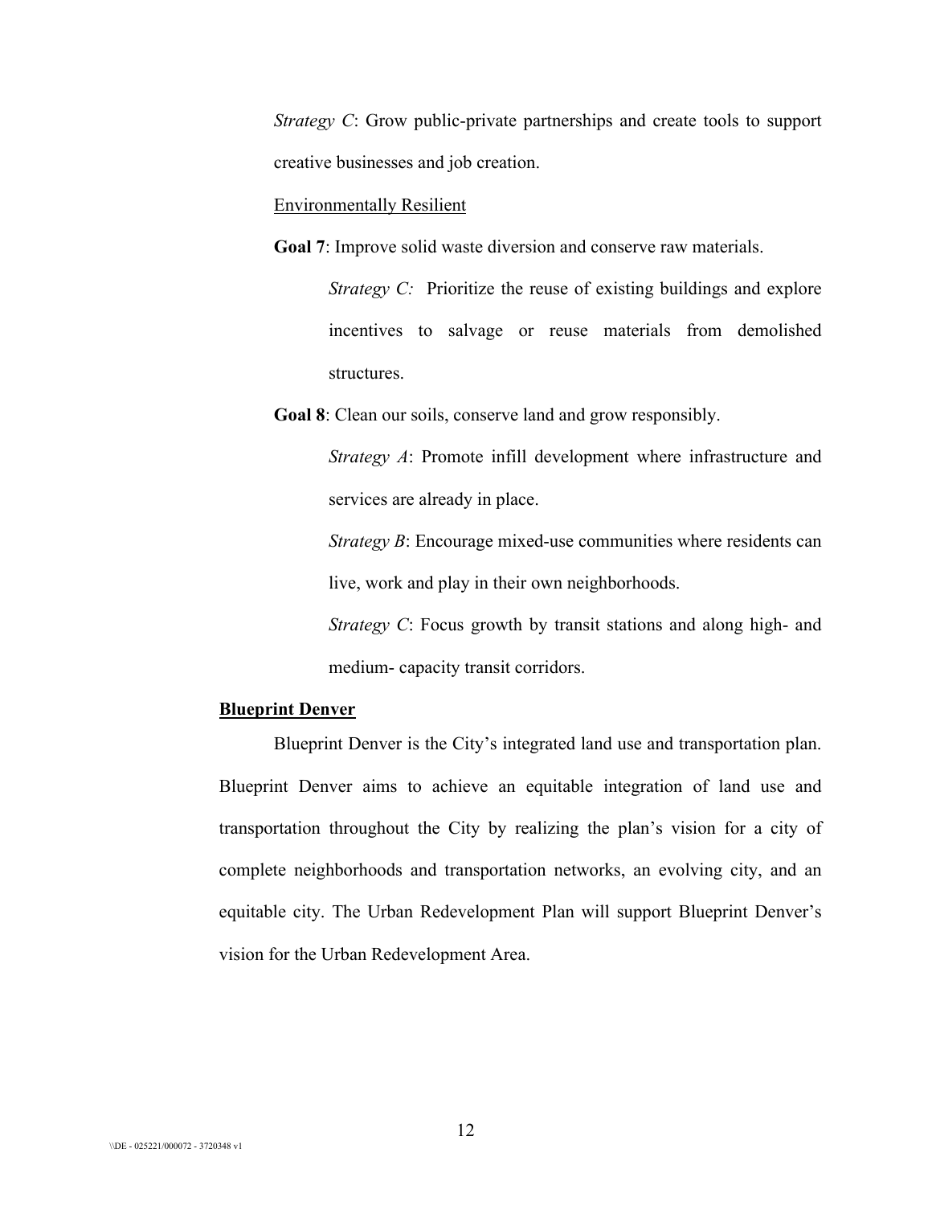*Strategy C*: Grow public-private partnerships and create tools to support creative businesses and job creation.

<u>Environmentally Resilient</u>

**Goal 7**: Improve solid waste diversion and conserve raw materials.

> *Strategy C:* Prioritize the reuse of existing buildings and explore incentives to salvage or reuse materials from demolished structures.

**Goal 8**: Clean our soils, conserve land and grow responsibly.

> *Strategy A*: Promote infill development where infrastructure and services are already in place.
>
> *Strategy B*: Encourage mixed-use communities where residents can live, work and play in their own neighborhoods.
>
> *Strategy C*: Focus growth by transit stations and along high- and medium- capacity transit corridors.

**<u>Blueprint Denver</u>**

Blueprint Denver is the City's integrated land use and transportation plan. Blueprint Denver aims to achieve an equitable integration of land use and transportation throughout the City by realizing the plan's vision for a city of complete neighborhoods and transportation networks, an evolving city, and an equitable city. The Urban Redevelopment Plan will support Blueprint Denver's vision for the Urban Redevelopment Area.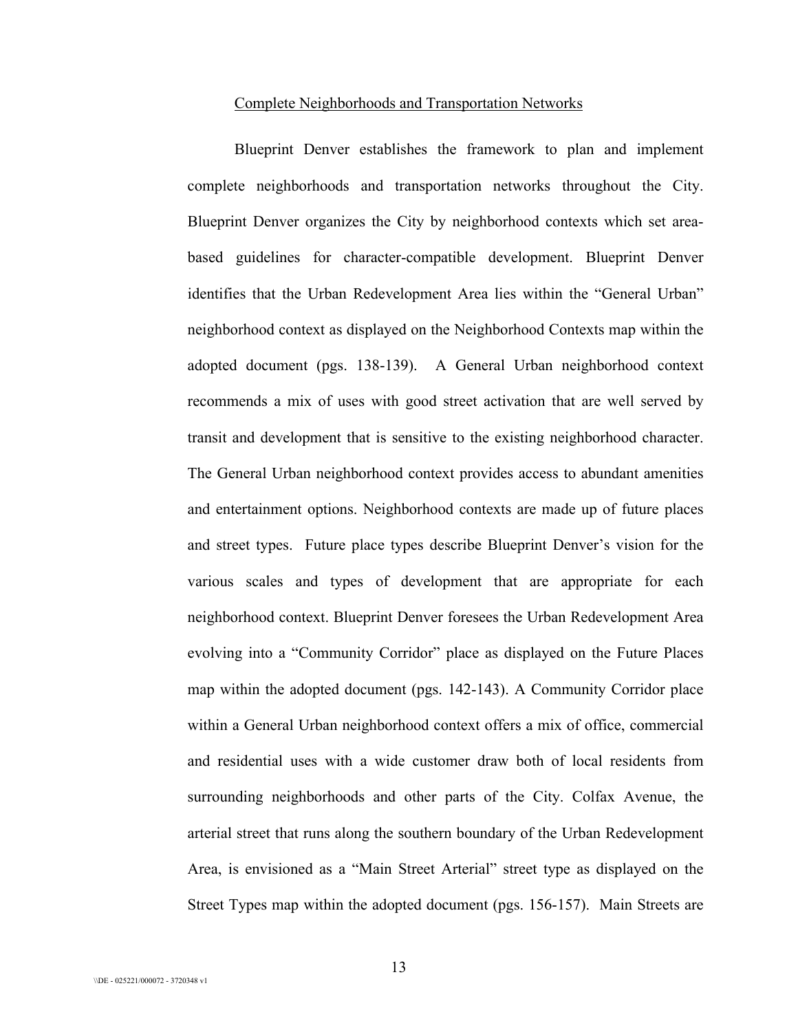## Complete Neighborhoods and Transportation Networks

Blueprint Denver establishes the framework to plan and implement complete neighborhoods and transportation networks throughout the City. Blueprint Denver organizes the City by neighborhood contexts which set area-based guidelines for character-compatible development. Blueprint Denver identifies that the Urban Redevelopment Area lies within the "General Urban" neighborhood context as displayed on the Neighborhood Contexts map within the adopted document (pgs. 138-139). A General Urban neighborhood context recommends a mix of uses with good street activation that are well served by transit and development that is sensitive to the existing neighborhood character. The General Urban neighborhood context provides access to abundant amenities and entertainment options. Neighborhood contexts are made up of future places and street types. Future place types describe Blueprint Denver's vision for the various scales and types of development that are appropriate for each neighborhood context. Blueprint Denver foresees the Urban Redevelopment Area evolving into a "Community Corridor" place as displayed on the Future Places map within the adopted document (pgs. 142-143). A Community Corridor place within a General Urban neighborhood context offers a mix of office, commercial and residential uses with a wide customer draw both of local residents from surrounding neighborhoods and other parts of the City. Colfax Avenue, the arterial street that runs along the southern boundary of the Urban Redevelopment Area, is envisioned as a "Main Street Arterial" street type as displayed on the Street Types map within the adopted document (pgs. 156-157). Main Streets are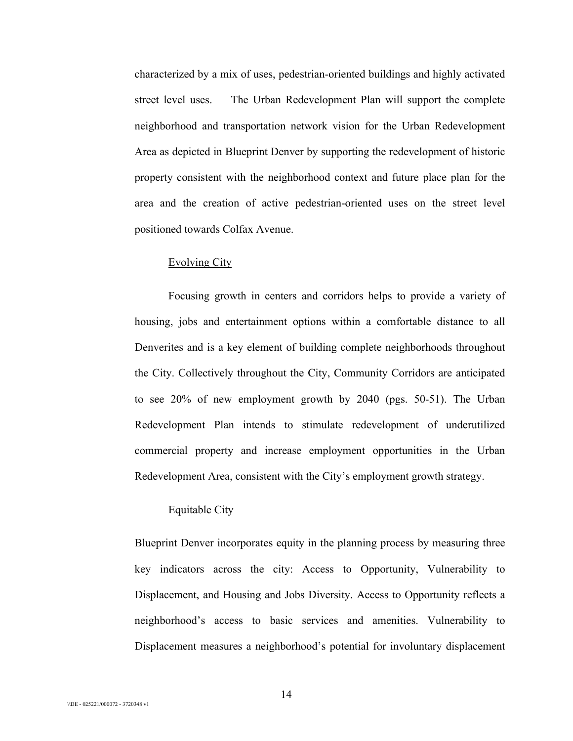characterized by a mix of uses, pedestrian-oriented buildings and highly activated street level uses. The Urban Redevelopment Plan will support the complete neighborhood and transportation network vision for the Urban Redevelopment Area as depicted in Blueprint Denver by supporting the redevelopment of historic property consistent with the neighborhood context and future place plan for the area and the creation of active pedestrian-oriented uses on the street level positioned towards Colfax Avenue.

Evolving City

Focusing growth in centers and corridors helps to provide a variety of housing, jobs and entertainment options within a comfortable distance to all Denverites and is a key element of building complete neighborhoods throughout the City. Collectively throughout the City, Community Corridors are anticipated to see 20% of new employment growth by 2040 (pgs. 50-51). The Urban Redevelopment Plan intends to stimulate redevelopment of underutilized commercial property and increase employment opportunities in the Urban Redevelopment Area, consistent with the City's employment growth strategy.

Equitable City

Blueprint Denver incorporates equity in the planning process by measuring three key indicators across the city: Access to Opportunity, Vulnerability to Displacement, and Housing and Jobs Diversity. Access to Opportunity reflects a neighborhood's access to basic services and amenities. Vulnerability to Displacement measures a neighborhood's potential for involuntary displacement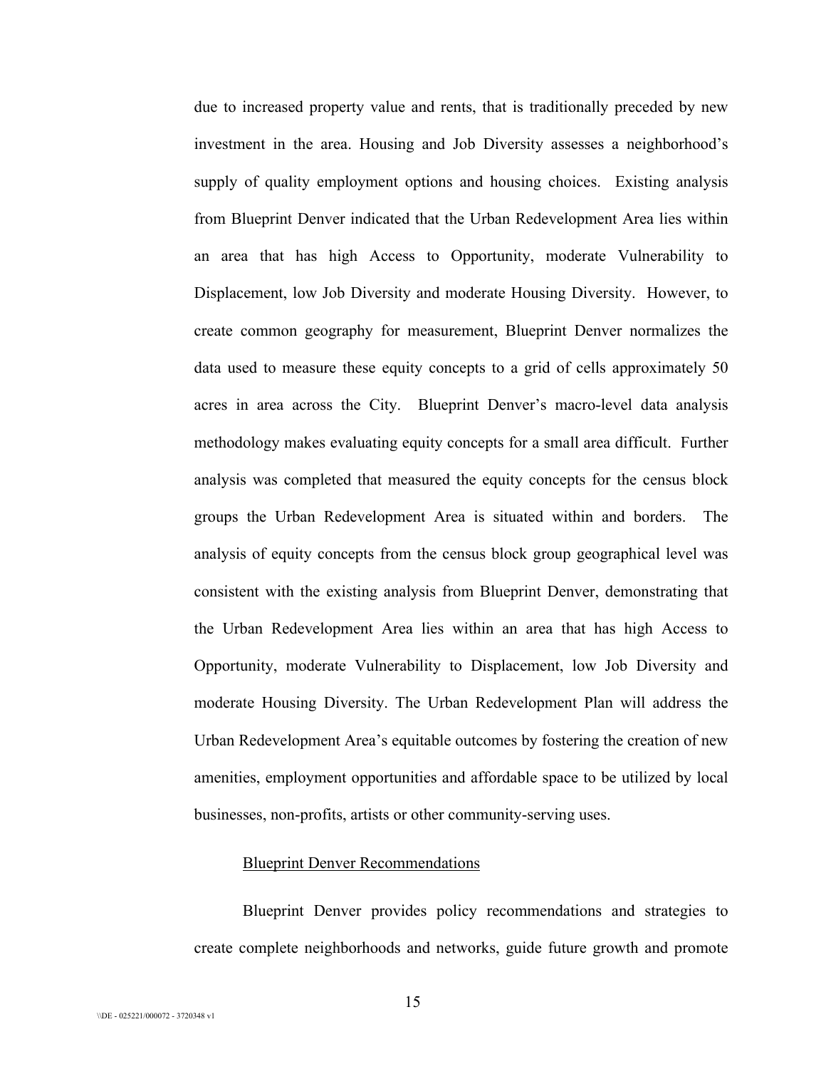due to increased property value and rents, that is traditionally preceded by new investment in the area. Housing and Job Diversity assesses a neighborhood's supply of quality employment options and housing choices. Existing analysis from Blueprint Denver indicated that the Urban Redevelopment Area lies within an area that has high Access to Opportunity, moderate Vulnerability to Displacement, low Job Diversity and moderate Housing Diversity. However, to create common geography for measurement, Blueprint Denver normalizes the data used to measure these equity concepts to a grid of cells approximately 50 acres in area across the City. Blueprint Denver's macro-level data analysis methodology makes evaluating equity concepts for a small area difficult. Further analysis was completed that measured the equity concepts for the census block groups the Urban Redevelopment Area is situated within and borders. The analysis of equity concepts from the census block group geographical level was consistent with the existing analysis from Blueprint Denver, demonstrating that the Urban Redevelopment Area lies within an area that has high Access to Opportunity, moderate Vulnerability to Displacement, low Job Diversity and moderate Housing Diversity. The Urban Redevelopment Plan will address the Urban Redevelopment Area's equitable outcomes by fostering the creation of new amenities, employment opportunities and affordable space to be utilized by local businesses, non-profits, artists or other community-serving uses.

<u>Blueprint Denver Recommendations</u>

Blueprint Denver provides policy recommendations and strategies to create complete neighborhoods and networks, guide future growth and promote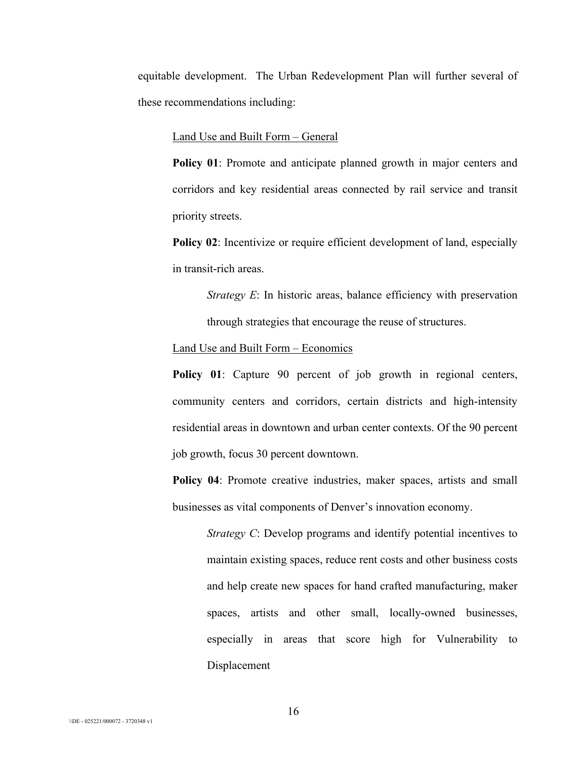equitable development. The Urban Redevelopment Plan will further several of these recommendations including:

Land Use and Built Form – General

**Policy 01**: Promote and anticipate planned growth in major centers and corridors and key residential areas connected by rail service and transit priority streets.

**Policy 02**: Incentivize or require efficient development of land, especially in transit-rich areas.

*Strategy E*: In historic areas, balance efficiency with preservation through strategies that encourage the reuse of structures.

Land Use and Built Form – Economics

**Policy 01**: Capture 90 percent of job growth in regional centers, community centers and corridors, certain districts and high-intensity residential areas in downtown and urban center contexts. Of the 90 percent job growth, focus 30 percent downtown.

**Policy 04**: Promote creative industries, maker spaces, artists and small businesses as vital components of Denver's innovation economy.

*Strategy C*: Develop programs and identify potential incentives to maintain existing spaces, reduce rent costs and other business costs and help create new spaces for hand crafted manufacturing, maker spaces, artists and other small, locally-owned businesses, especially in areas that score high for Vulnerability to Displacement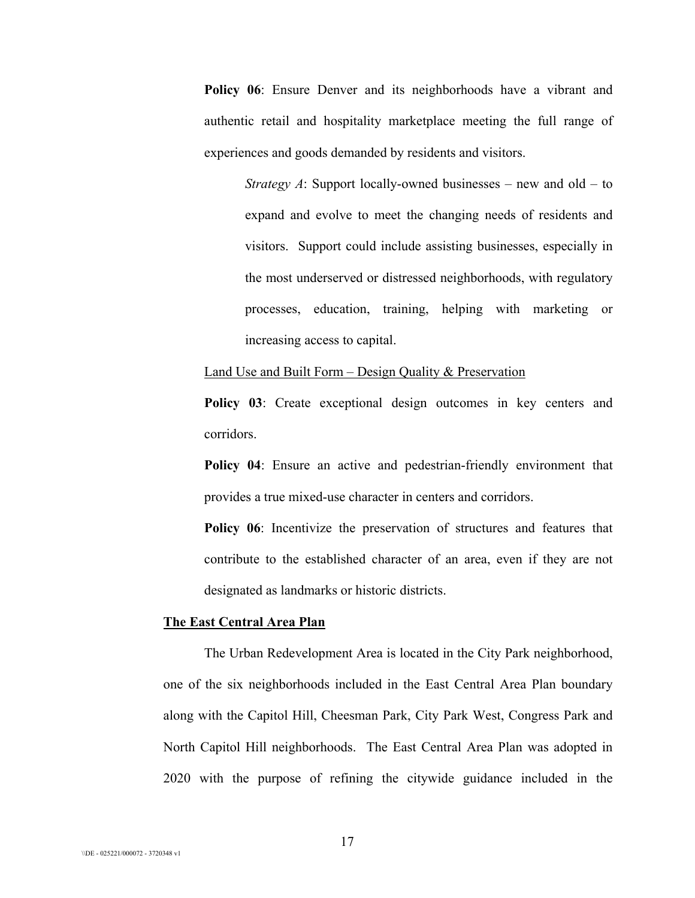**Policy 06**: Ensure Denver and its neighborhoods have a vibrant and authentic retail and hospitality marketplace meeting the full range of experiences and goods demanded by residents and visitors.

*Strategy A*: Support locally-owned businesses – new and old – to expand and evolve to meet the changing needs of residents and visitors. Support could include assisting businesses, especially in the most underserved or distressed neighborhoods, with regulatory processes, education, training, helping with marketing or increasing access to capital.

<u>Land Use and Built Form – Design Quality & Preservation</u>

**Policy 03**: Create exceptional design outcomes in key centers and corridors.

**Policy 04**: Ensure an active and pedestrian-friendly environment that provides a true mixed-use character in centers and corridors.

**Policy 06**: Incentivize the preservation of structures and features that contribute to the established character of an area, even if they are not designated as landmarks or historic districts.

**<u>The East Central Area Plan</u>**

The Urban Redevelopment Area is located in the City Park neighborhood, one of the six neighborhoods included in the East Central Area Plan boundary along with the Capitol Hill, Cheesman Park, City Park West, Congress Park and North Capitol Hill neighborhoods. The East Central Area Plan was adopted in 2020 with the purpose of refining the citywide guidance included in the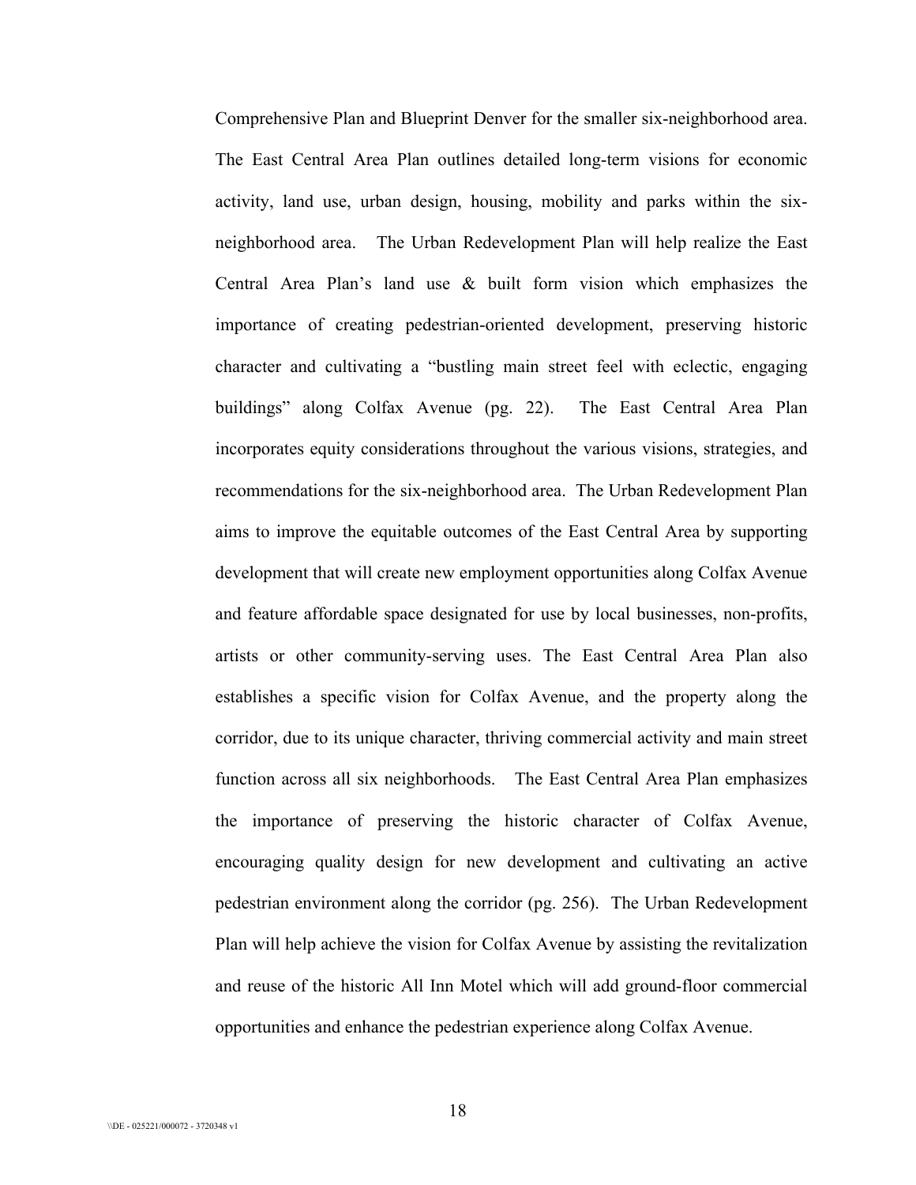Comprehensive Plan and Blueprint Denver for the smaller six-neighborhood area. The East Central Area Plan outlines detailed long-term visions for economic activity, land use, urban design, housing, mobility and parks within the six-neighborhood area. The Urban Redevelopment Plan will help realize the East Central Area Plan's land use & built form vision which emphasizes the importance of creating pedestrian-oriented development, preserving historic character and cultivating a "bustling main street feel with eclectic, engaging buildings" along Colfax Avenue (pg. 22). The East Central Area Plan incorporates equity considerations throughout the various visions, strategies, and recommendations for the six-neighborhood area. The Urban Redevelopment Plan aims to improve the equitable outcomes of the East Central Area by supporting development that will create new employment opportunities along Colfax Avenue and feature affordable space designated for use by local businesses, non-profits, artists or other community-serving uses. The East Central Area Plan also establishes a specific vision for Colfax Avenue, and the property along the corridor, due to its unique character, thriving commercial activity and main street function across all six neighborhoods. The East Central Area Plan emphasizes the importance of preserving the historic character of Colfax Avenue, encouraging quality design for new development and cultivating an active pedestrian environment along the corridor (pg. 256). The Urban Redevelopment Plan will help achieve the vision for Colfax Avenue by assisting the revitalization and reuse of the historic All Inn Motel which will add ground-floor commercial opportunities and enhance the pedestrian experience along Colfax Avenue.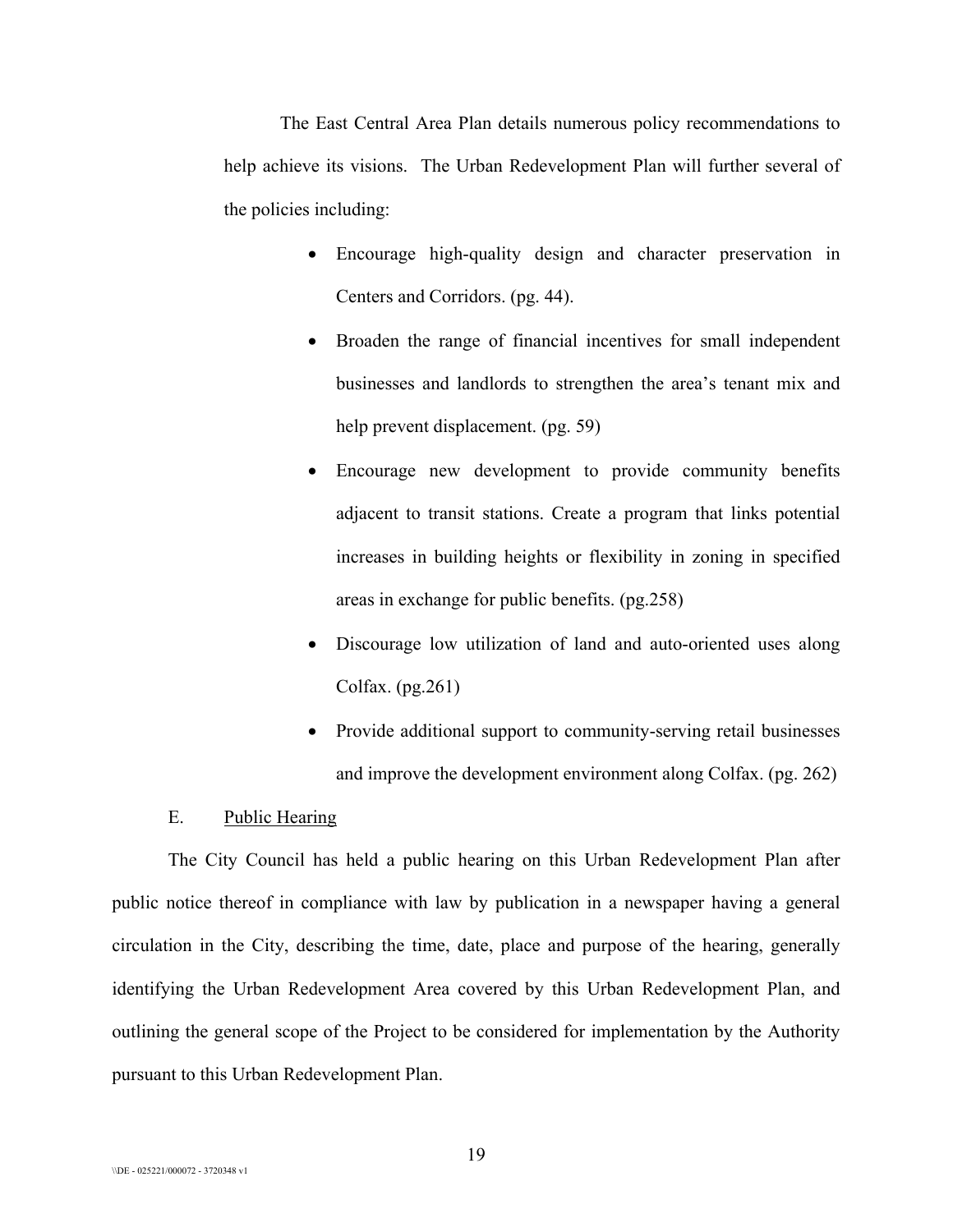The East Central Area Plan details numerous policy recommendations to help achieve its visions. The Urban Redevelopment Plan will further several of the policies including:

- Encourage high-quality design and character preservation in Centers and Corridors. (pg. 44).
- Broaden the range of financial incentives for small independent businesses and landlords to strengthen the area's tenant mix and help prevent displacement. (pg. 59)
- Encourage new development to provide community benefits adjacent to transit stations. Create a program that links potential increases in building heights or flexibility in zoning in specified areas in exchange for public benefits. (pg.258)
- Discourage low utilization of land and auto-oriented uses along Colfax. (pg.261)
- Provide additional support to community-serving retail businesses and improve the development environment along Colfax. (pg. 262)

E. Public Hearing

The City Council has held a public hearing on this Urban Redevelopment Plan after public notice thereof in compliance with law by publication in a newspaper having a general circulation in the City, describing the time, date, place and purpose of the hearing, generally identifying the Urban Redevelopment Area covered by this Urban Redevelopment Plan, and outlining the general scope of the Project to be considered for implementation by the Authority pursuant to this Urban Redevelopment Plan.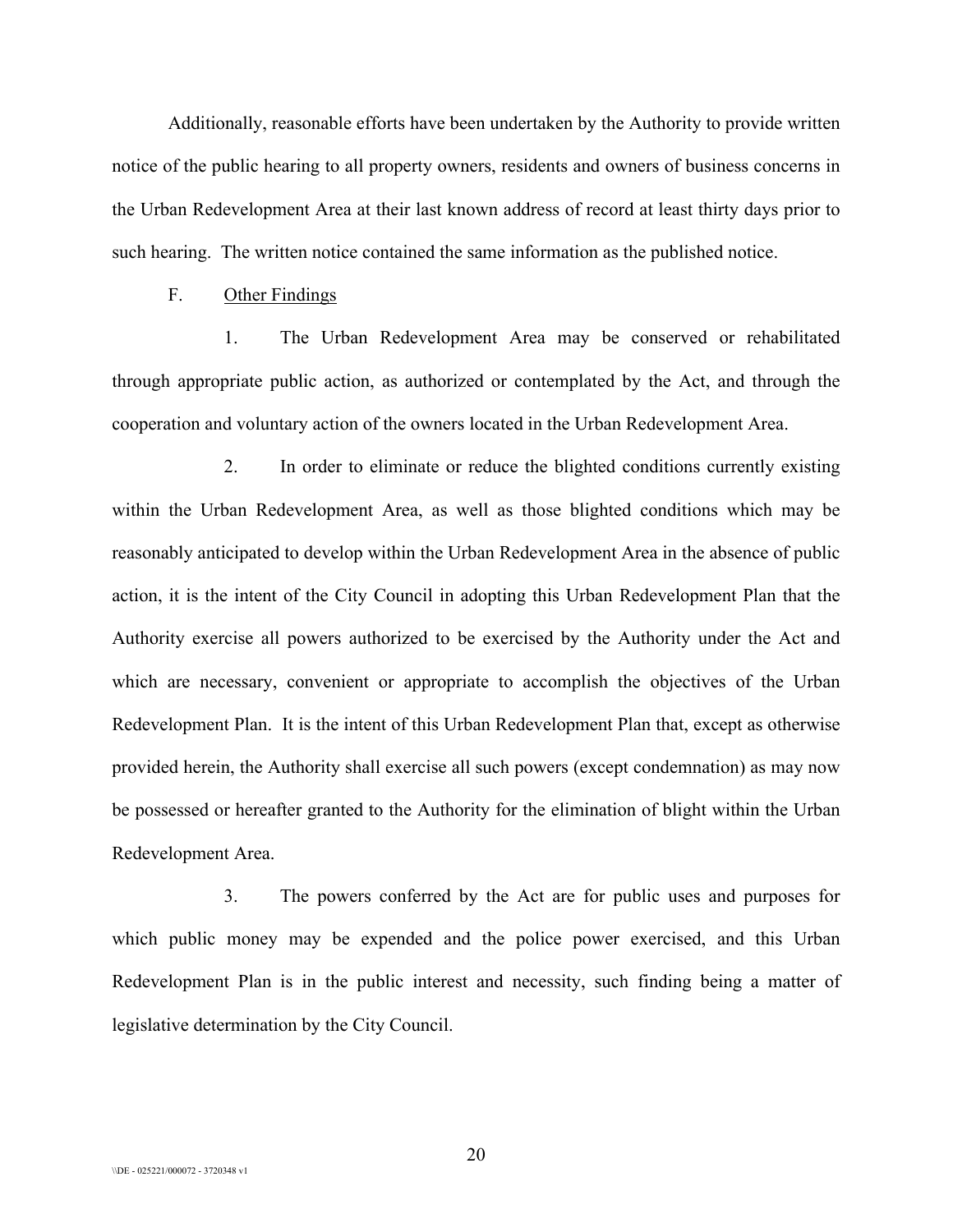Additionally, reasonable efforts have been undertaken by the Authority to provide written notice of the public hearing to all property owners, residents and owners of business concerns in the Urban Redevelopment Area at their last known address of record at least thirty days prior to such hearing. The written notice contained the same information as the published notice.

F. Other Findings

1. The Urban Redevelopment Area may be conserved or rehabilitated through appropriate public action, as authorized or contemplated by the Act, and through the cooperation and voluntary action of the owners located in the Urban Redevelopment Area.

2. In order to eliminate or reduce the blighted conditions currently existing within the Urban Redevelopment Area, as well as those blighted conditions which may be reasonably anticipated to develop within the Urban Redevelopment Area in the absence of public action, it is the intent of the City Council in adopting this Urban Redevelopment Plan that the Authority exercise all powers authorized to be exercised by the Authority under the Act and which are necessary, convenient or appropriate to accomplish the objectives of the Urban Redevelopment Plan. It is the intent of this Urban Redevelopment Plan that, except as otherwise provided herein, the Authority shall exercise all such powers (except condemnation) as may now be possessed or hereafter granted to the Authority for the elimination of blight within the Urban Redevelopment Area.

3. The powers conferred by the Act are for public uses and purposes for which public money may be expended and the police power exercised, and this Urban Redevelopment Plan is in the public interest and necessity, such finding being a matter of legislative determination by the City Council.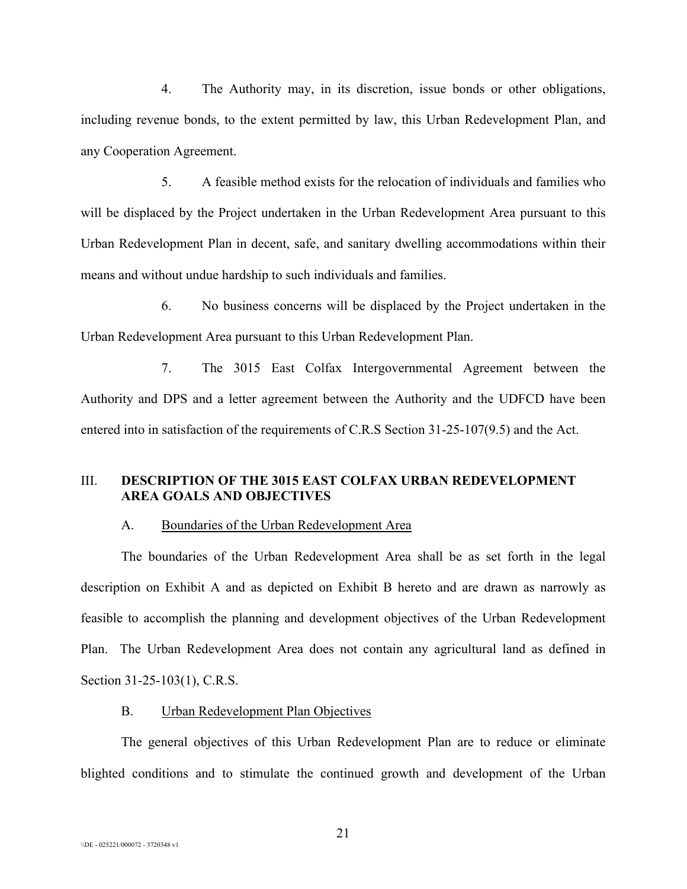4. The Authority may, in its discretion, issue bonds or other obligations, including revenue bonds, to the extent permitted by law, this Urban Redevelopment Plan, and any Cooperation Agreement.

5. A feasible method exists for the relocation of individuals and families who will be displaced by the Project undertaken in the Urban Redevelopment Area pursuant to this Urban Redevelopment Plan in decent, safe, and sanitary dwelling accommodations within their means and without undue hardship to such individuals and families.

6. No business concerns will be displaced by the Project undertaken in the Urban Redevelopment Area pursuant to this Urban Redevelopment Plan.

7. The 3015 East Colfax Intergovernmental Agreement between the Authority and DPS and a letter agreement between the Authority and the UDFCD have been entered into in satisfaction of the requirements of C.R.S Section 31-25-107(9.5) and the Act.

## III. DESCRIPTION OF THE 3015 EAST COLFAX URBAN REDEVELOPMENT AREA GOALS AND OBJECTIVES

### A. Boundaries of the Urban Redevelopment Area

The boundaries of the Urban Redevelopment Area shall be as set forth in the legal description on Exhibit A and as depicted on Exhibit B hereto and are drawn as narrowly as feasible to accomplish the planning and development objectives of the Urban Redevelopment Plan. The Urban Redevelopment Area does not contain any agricultural land as defined in Section 31-25-103(1), C.R.S.

### B. Urban Redevelopment Plan Objectives

The general objectives of this Urban Redevelopment Plan are to reduce or eliminate blighted conditions and to stimulate the continued growth and development of the Urban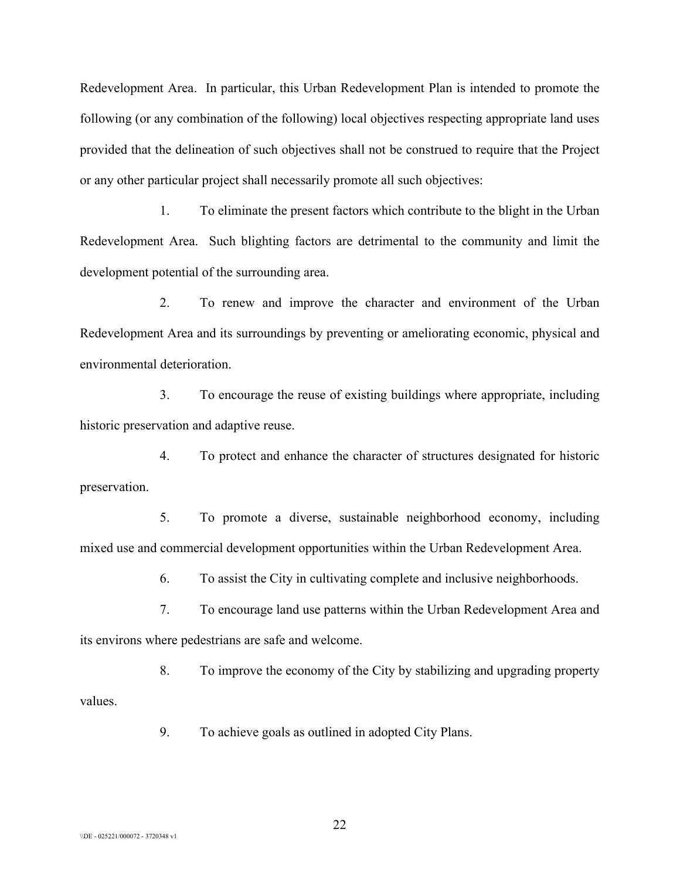Redevelopment Area. In particular, this Urban Redevelopment Plan is intended to promote the following (or any combination of the following) local objectives respecting appropriate land uses provided that the delineation of such objectives shall not be construed to require that the Project or any other particular project shall necessarily promote all such objectives:

1. To eliminate the present factors which contribute to the blight in the Urban Redevelopment Area. Such blighting factors are detrimental to the community and limit the development potential of the surrounding area.

2. To renew and improve the character and environment of the Urban Redevelopment Area and its surroundings by preventing or ameliorating economic, physical and environmental deterioration.

3. To encourage the reuse of existing buildings where appropriate, including historic preservation and adaptive reuse.

4. To protect and enhance the character of structures designated for historic preservation.

5. To promote a diverse, sustainable neighborhood economy, including mixed use and commercial development opportunities within the Urban Redevelopment Area.

6. To assist the City in cultivating complete and inclusive neighborhoods.

7. To encourage land use patterns within the Urban Redevelopment Area and its environs where pedestrians are safe and welcome.

8. To improve the economy of the City by stabilizing and upgrading property values.

9. To achieve goals as outlined in adopted City Plans.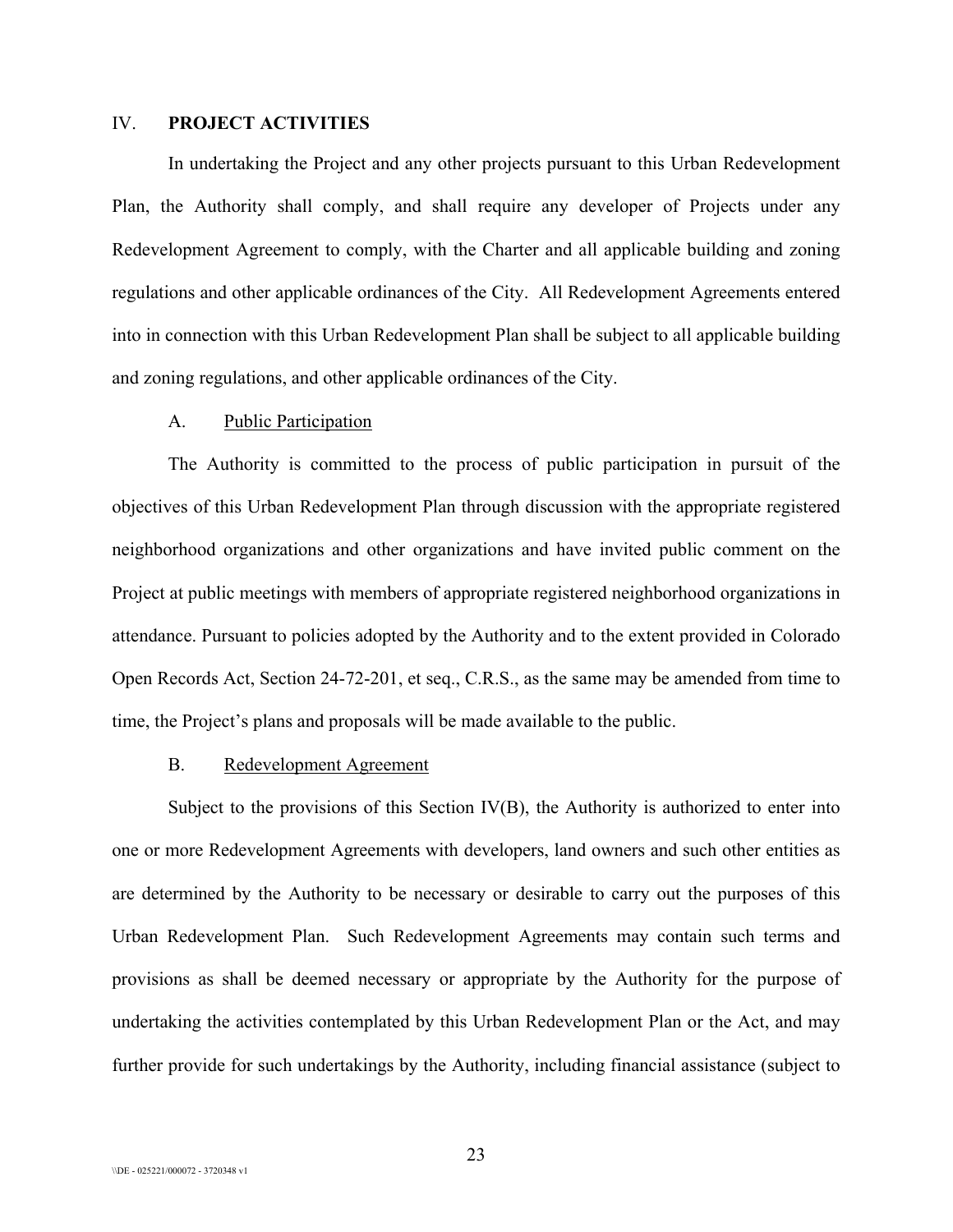## IV. PROJECT ACTIVITIES

In undertaking the Project and any other projects pursuant to this Urban Redevelopment Plan, the Authority shall comply, and shall require any developer of Projects under any Redevelopment Agreement to comply, with the Charter and all applicable building and zoning regulations and other applicable ordinances of the City. All Redevelopment Agreements entered into in connection with this Urban Redevelopment Plan shall be subject to all applicable building and zoning regulations, and other applicable ordinances of the City.

### A. Public Participation

The Authority is committed to the process of public participation in pursuit of the objectives of this Urban Redevelopment Plan through discussion with the appropriate registered neighborhood organizations and other organizations and have invited public comment on the Project at public meetings with members of appropriate registered neighborhood organizations in attendance. Pursuant to policies adopted by the Authority and to the extent provided in Colorado Open Records Act, Section 24-72-201, et seq., C.R.S., as the same may be amended from time to time, the Project's plans and proposals will be made available to the public.

### B. Redevelopment Agreement

Subject to the provisions of this Section IV(B), the Authority is authorized to enter into one or more Redevelopment Agreements with developers, land owners and such other entities as are determined by the Authority to be necessary or desirable to carry out the purposes of this Urban Redevelopment Plan. Such Redevelopment Agreements may contain such terms and provisions as shall be deemed necessary or appropriate by the Authority for the purpose of undertaking the activities contemplated by this Urban Redevelopment Plan or the Act, and may further provide for such undertakings by the Authority, including financial assistance (subject to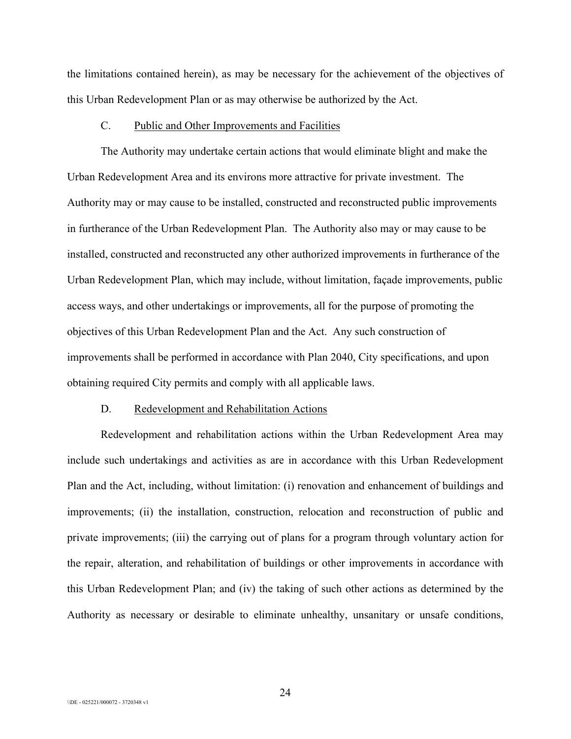the limitations contained herein), as may be necessary for the achievement of the objectives of this Urban Redevelopment Plan or as may otherwise be authorized by the Act.

### C. Public and Other Improvements and Facilities

The Authority may undertake certain actions that would eliminate blight and make the Urban Redevelopment Area and its environs more attractive for private investment. The Authority may or may cause to be installed, constructed and reconstructed public improvements in furtherance of the Urban Redevelopment Plan. The Authority also may or may cause to be installed, constructed and reconstructed any other authorized improvements in furtherance of the Urban Redevelopment Plan, which may include, without limitation, façade improvements, public access ways, and other undertakings or improvements, all for the purpose of promoting the objectives of this Urban Redevelopment Plan and the Act. Any such construction of improvements shall be performed in accordance with Plan 2040, City specifications, and upon obtaining required City permits and comply with all applicable laws.

### D. Redevelopment and Rehabilitation Actions

Redevelopment and rehabilitation actions within the Urban Redevelopment Area may include such undertakings and activities as are in accordance with this Urban Redevelopment Plan and the Act, including, without limitation: (i) renovation and enhancement of buildings and improvements; (ii) the installation, construction, relocation and reconstruction of public and private improvements; (iii) the carrying out of plans for a program through voluntary action for the repair, alteration, and rehabilitation of buildings or other improvements in accordance with this Urban Redevelopment Plan; and (iv) the taking of such other actions as determined by the Authority as necessary or desirable to eliminate unhealthy, unsanitary or unsafe conditions,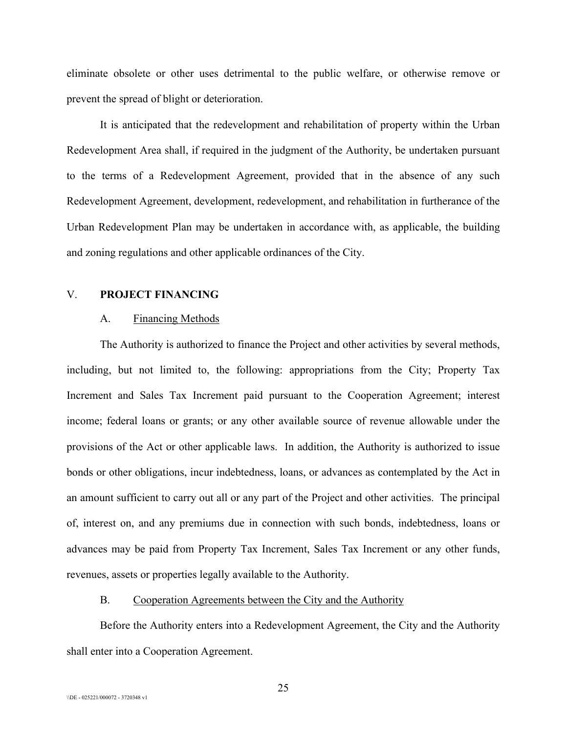eliminate obsolete or other uses detrimental to the public welfare, or otherwise remove or prevent the spread of blight or deterioration.

It is anticipated that the redevelopment and rehabilitation of property within the Urban Redevelopment Area shall, if required in the judgment of the Authority, be undertaken pursuant to the terms of a Redevelopment Agreement, provided that in the absence of any such Redevelopment Agreement, development, redevelopment, and rehabilitation in furtherance of the Urban Redevelopment Plan may be undertaken in accordance with, as applicable, the building and zoning regulations and other applicable ordinances of the City.

## V. PROJECT FINANCING

### A. Financing Methods

The Authority is authorized to finance the Project and other activities by several methods, including, but not limited to, the following: appropriations from the City; Property Tax Increment and Sales Tax Increment paid pursuant to the Cooperation Agreement; interest income; federal loans or grants; or any other available source of revenue allowable under the provisions of the Act or other applicable laws. In addition, the Authority is authorized to issue bonds or other obligations, incur indebtedness, loans, or advances as contemplated by the Act in an amount sufficient to carry out all or any part of the Project and other activities. The principal of, interest on, and any premiums due in connection with such bonds, indebtedness, loans or advances may be paid from Property Tax Increment, Sales Tax Increment or any other funds, revenues, assets or properties legally available to the Authority.

### B. Cooperation Agreements between the City and the Authority

Before the Authority enters into a Redevelopment Agreement, the City and the Authority shall enter into a Cooperation Agreement.

\\DE - 025221/000072 - 3720348 v1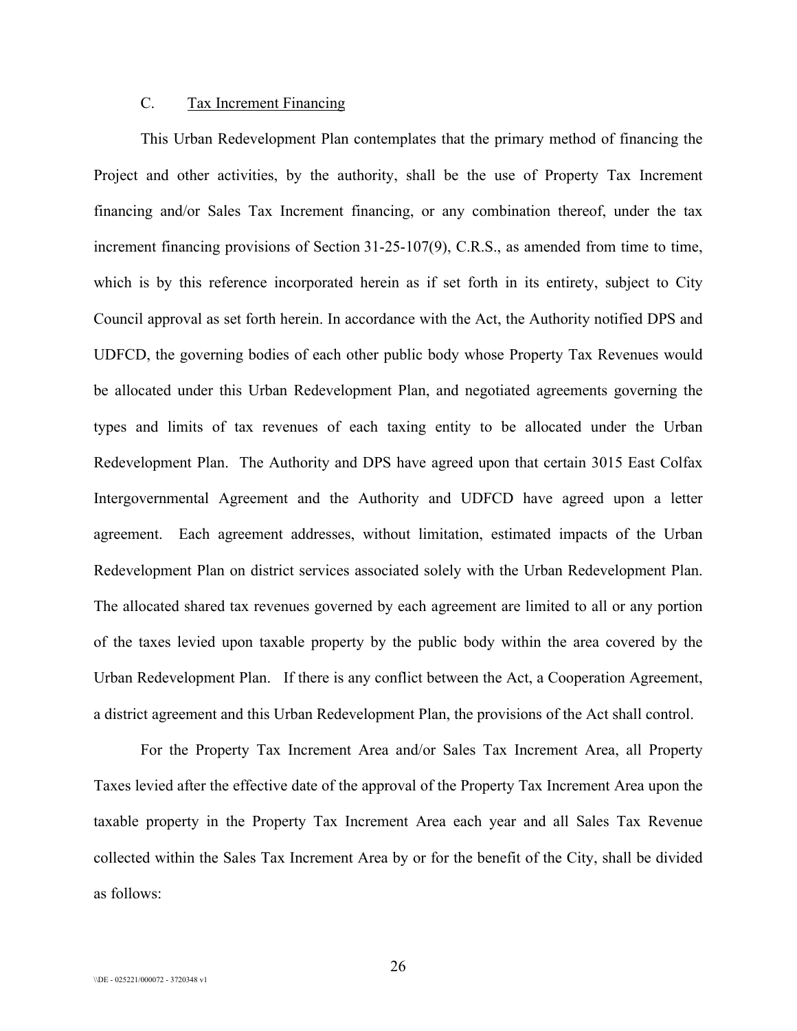### C. Tax Increment Financing

This Urban Redevelopment Plan contemplates that the primary method of financing the Project and other activities, by the authority, shall be the use of Property Tax Increment financing and/or Sales Tax Increment financing, or any combination thereof, under the tax increment financing provisions of Section 31-25-107(9), C.R.S., as amended from time to time, which is by this reference incorporated herein as if set forth in its entirety, subject to City Council approval as set forth herein. In accordance with the Act, the Authority notified DPS and UDFCD, the governing bodies of each other public body whose Property Tax Revenues would be allocated under this Urban Redevelopment Plan, and negotiated agreements governing the types and limits of tax revenues of each taxing entity to be allocated under the Urban Redevelopment Plan. The Authority and DPS have agreed upon that certain 3015 East Colfax Intergovernmental Agreement and the Authority and UDFCD have agreed upon a letter agreement. Each agreement addresses, without limitation, estimated impacts of the Urban Redevelopment Plan on district services associated solely with the Urban Redevelopment Plan. The allocated shared tax revenues governed by each agreement are limited to all or any portion of the taxes levied upon taxable property by the public body within the area covered by the Urban Redevelopment Plan. If there is any conflict between the Act, a Cooperation Agreement, a district agreement and this Urban Redevelopment Plan, the provisions of the Act shall control.

For the Property Tax Increment Area and/or Sales Tax Increment Area, all Property Taxes levied after the effective date of the approval of the Property Tax Increment Area upon the taxable property in the Property Tax Increment Area each year and all Sales Tax Revenue collected within the Sales Tax Increment Area by or for the benefit of the City, shall be divided as follows: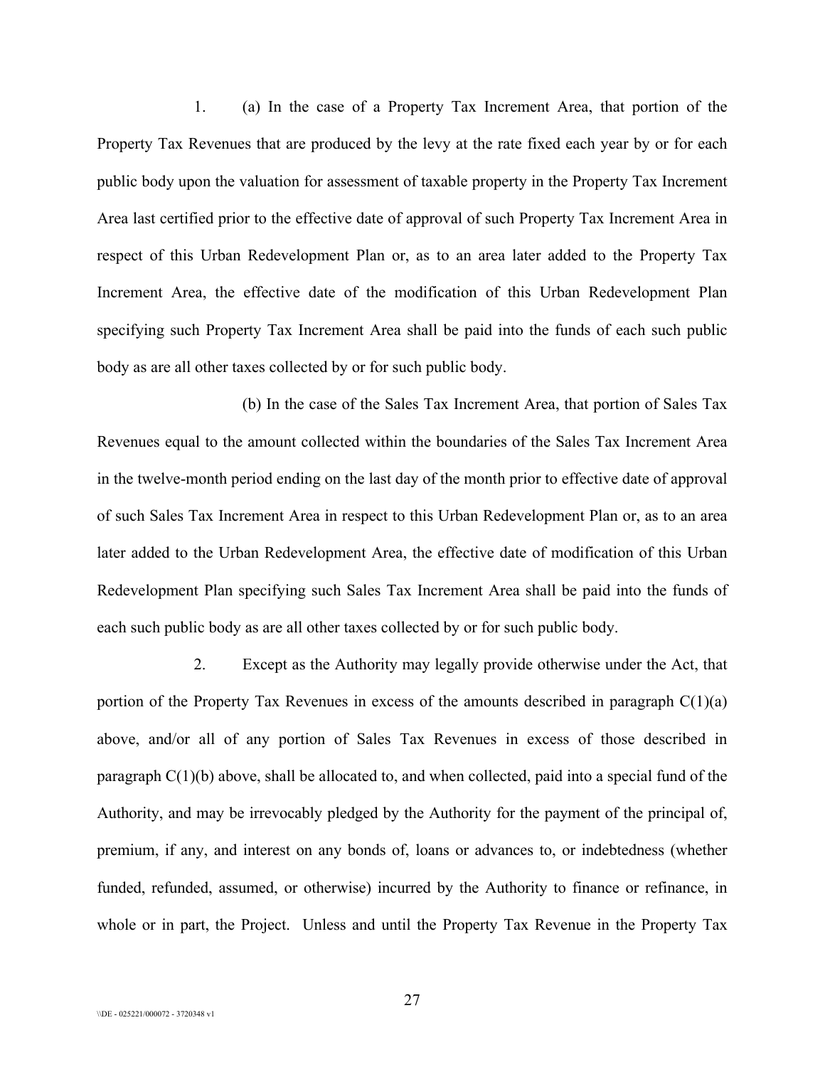1. (a) In the case of a Property Tax Increment Area, that portion of the Property Tax Revenues that are produced by the levy at the rate fixed each year by or for each public body upon the valuation for assessment of taxable property in the Property Tax Increment Area last certified prior to the effective date of approval of such Property Tax Increment Area in respect of this Urban Redevelopment Plan or, as to an area later added to the Property Tax Increment Area, the effective date of the modification of this Urban Redevelopment Plan specifying such Property Tax Increment Area shall be paid into the funds of each such public body as are all other taxes collected by or for such public body.

(b) In the case of the Sales Tax Increment Area, that portion of Sales Tax Revenues equal to the amount collected within the boundaries of the Sales Tax Increment Area in the twelve-month period ending on the last day of the month prior to effective date of approval of such Sales Tax Increment Area in respect to this Urban Redevelopment Plan or, as to an area later added to the Urban Redevelopment Area, the effective date of modification of this Urban Redevelopment Plan specifying such Sales Tax Increment Area shall be paid into the funds of each such public body as are all other taxes collected by or for such public body.

2. Except as the Authority may legally provide otherwise under the Act, that portion of the Property Tax Revenues in excess of the amounts described in paragraph C(1)(a) above, and/or all of any portion of Sales Tax Revenues in excess of those described in paragraph C(1)(b) above, shall be allocated to, and when collected, paid into a special fund of the Authority, and may be irrevocably pledged by the Authority for the payment of the principal of, premium, if any, and interest on any bonds of, loans or advances to, or indebtedness (whether funded, refunded, assumed, or otherwise) incurred by the Authority to finance or refinance, in whole or in part, the Project. Unless and until the Property Tax Revenue in the Property Tax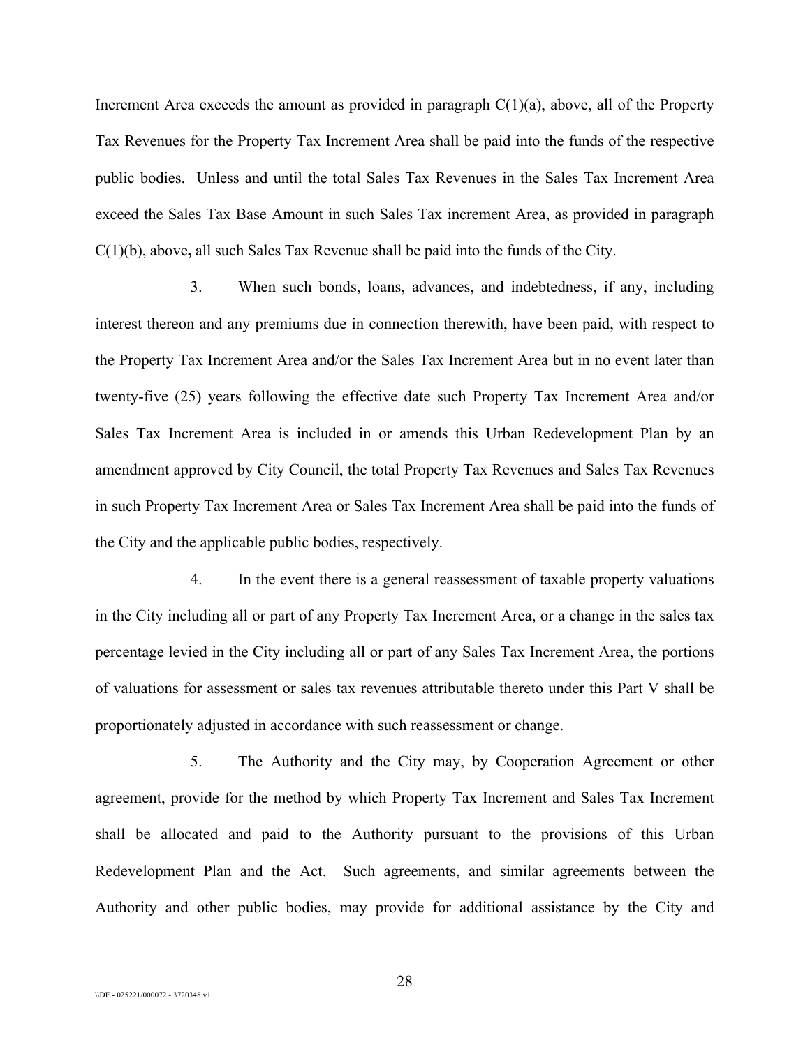Increment Area exceeds the amount as provided in paragraph C(1)(a), above, all of the Property Tax Revenues for the Property Tax Increment Area shall be paid into the funds of the respective public bodies. Unless and until the total Sales Tax Revenues in the Sales Tax Increment Area exceed the Sales Tax Base Amount in such Sales Tax increment Area, as provided in paragraph C(1)(b), above**,** all such Sales Tax Revenue shall be paid into the funds of the City.

3. When such bonds, loans, advances, and indebtedness, if any, including interest thereon and any premiums due in connection therewith, have been paid, with respect to the Property Tax Increment Area and/or the Sales Tax Increment Area but in no event later than twenty-five (25) years following the effective date such Property Tax Increment Area and/or Sales Tax Increment Area is included in or amends this Urban Redevelopment Plan by an amendment approved by City Council, the total Property Tax Revenues and Sales Tax Revenues in such Property Tax Increment Area or Sales Tax Increment Area shall be paid into the funds of the City and the applicable public bodies, respectively.

4. In the event there is a general reassessment of taxable property valuations in the City including all or part of any Property Tax Increment Area, or a change in the sales tax percentage levied in the City including all or part of any Sales Tax Increment Area, the portions of valuations for assessment or sales tax revenues attributable thereto under this Part V shall be proportionately adjusted in accordance with such reassessment or change.

5. The Authority and the City may, by Cooperation Agreement or other agreement, provide for the method by which Property Tax Increment and Sales Tax Increment shall be allocated and paid to the Authority pursuant to the provisions of this Urban Redevelopment Plan and the Act. Such agreements, and similar agreements between the Authority and other public bodies, may provide for additional assistance by the City and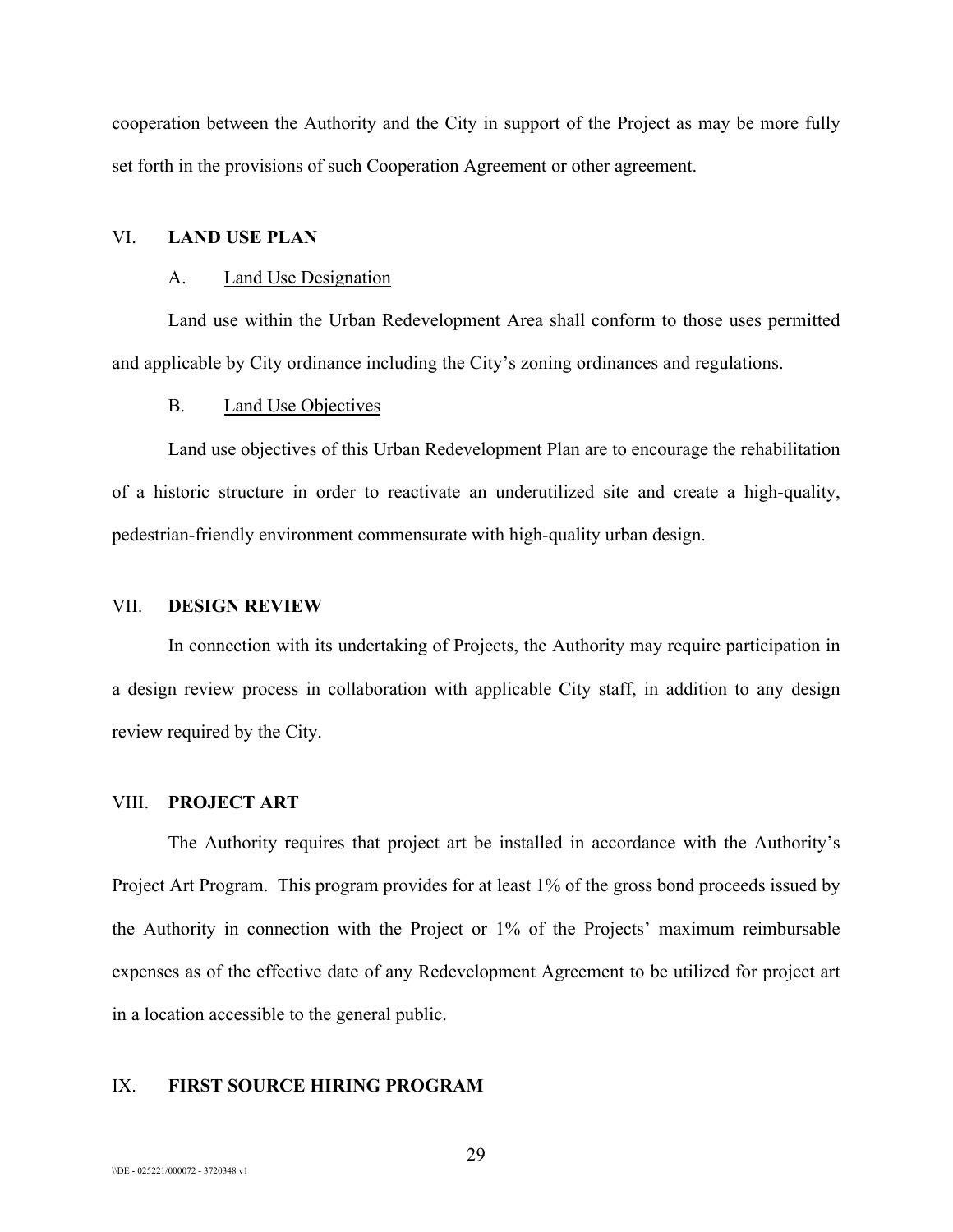cooperation between the Authority and the City in support of the Project as may be more fully set forth in the provisions of such Cooperation Agreement or other agreement.

## VI. LAND USE PLAN

### A. Land Use Designation

Land use within the Urban Redevelopment Area shall conform to those uses permitted and applicable by City ordinance including the City's zoning ordinances and regulations.

### B. Land Use Objectives

Land use objectives of this Urban Redevelopment Plan are to encourage the rehabilitation of a historic structure in order to reactivate an underutilized site and create a high-quality, pedestrian-friendly environment commensurate with high-quality urban design.

## VII. DESIGN REVIEW

In connection with its undertaking of Projects, the Authority may require participation in a design review process in collaboration with applicable City staff, in addition to any design review required by the City.

## VIII. PROJECT ART

The Authority requires that project art be installed in accordance with the Authority's Project Art Program. This program provides for at least 1% of the gross bond proceeds issued by the Authority in connection with the Project or 1% of the Projects' maximum reimbursable expenses as of the effective date of any Redevelopment Agreement to be utilized for project art in a location accessible to the general public.

## IX. FIRST SOURCE HIRING PROGRAM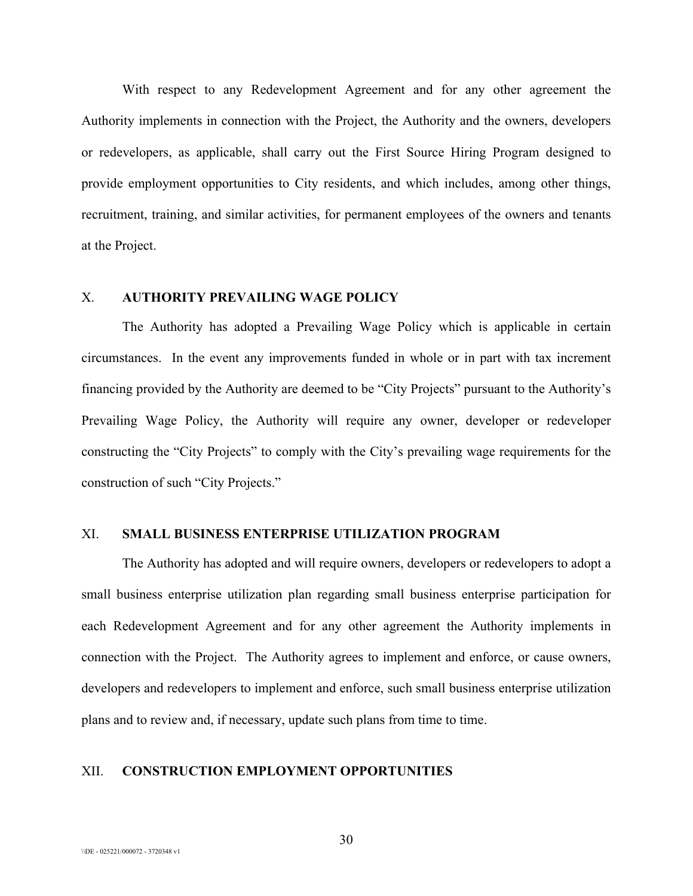With respect to any Redevelopment Agreement and for any other agreement the Authority implements in connection with the Project, the Authority and the owners, developers or redevelopers, as applicable, shall carry out the First Source Hiring Program designed to provide employment opportunities to City residents, and which includes, among other things, recruitment, training, and similar activities, for permanent employees of the owners and tenants at the Project.

## X. AUTHORITY PREVAILING WAGE POLICY

The Authority has adopted a Prevailing Wage Policy which is applicable in certain circumstances. In the event any improvements funded in whole or in part with tax increment financing provided by the Authority are deemed to be "City Projects" pursuant to the Authority's Prevailing Wage Policy, the Authority will require any owner, developer or redeveloper constructing the "City Projects" to comply with the City's prevailing wage requirements for the construction of such "City Projects."

## XI. SMALL BUSINESS ENTERPRISE UTILIZATION PROGRAM

The Authority has adopted and will require owners, developers or redevelopers to adopt a small business enterprise utilization plan regarding small business enterprise participation for each Redevelopment Agreement and for any other agreement the Authority implements in connection with the Project. The Authority agrees to implement and enforce, or cause owners, developers and redevelopers to implement and enforce, such small business enterprise utilization plans and to review and, if necessary, update such plans from time to time.

## XII. CONSTRUCTION EMPLOYMENT OPPORTUNITIES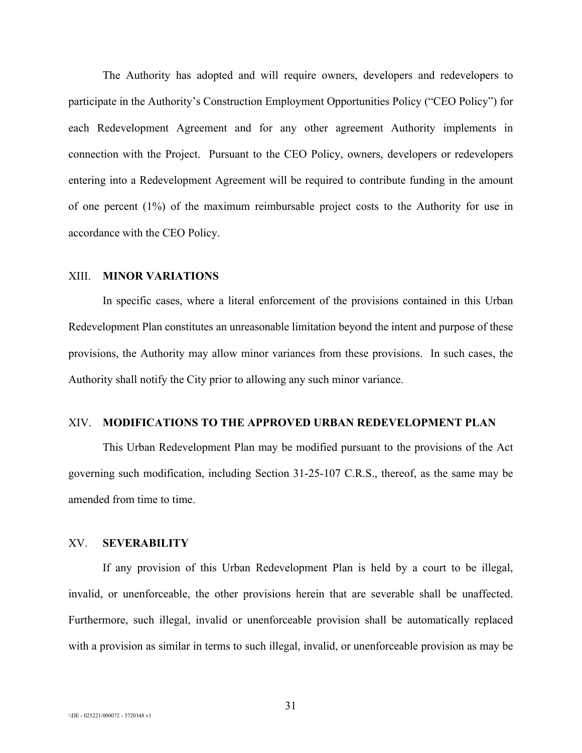The Authority has adopted and will require owners, developers and redevelopers to participate in the Authority's Construction Employment Opportunities Policy ("CEO Policy") for each Redevelopment Agreement and for any other agreement Authority implements in connection with the Project. Pursuant to the CEO Policy, owners, developers or redevelopers entering into a Redevelopment Agreement will be required to contribute funding in the amount of one percent (1%) of the maximum reimbursable project costs to the Authority for use in accordance with the CEO Policy.

## XIII. MINOR VARIATIONS

In specific cases, where a literal enforcement of the provisions contained in this Urban Redevelopment Plan constitutes an unreasonable limitation beyond the intent and purpose of these provisions, the Authority may allow minor variances from these provisions. In such cases, the Authority shall notify the City prior to allowing any such minor variance.

## XIV. MODIFICATIONS TO THE APPROVED URBAN REDEVELOPMENT PLAN

This Urban Redevelopment Plan may be modified pursuant to the provisions of the Act governing such modification, including Section 31-25-107 C.R.S., thereof, as the same may be amended from time to time.

## XV. SEVERABILITY

If any provision of this Urban Redevelopment Plan is held by a court to be illegal, invalid, or unenforceable, the other provisions herein that are severable shall be unaffected. Furthermore, such illegal, invalid or unenforceable provision shall be automatically replaced with a provision as similar in terms to such illegal, invalid, or unenforceable provision as may be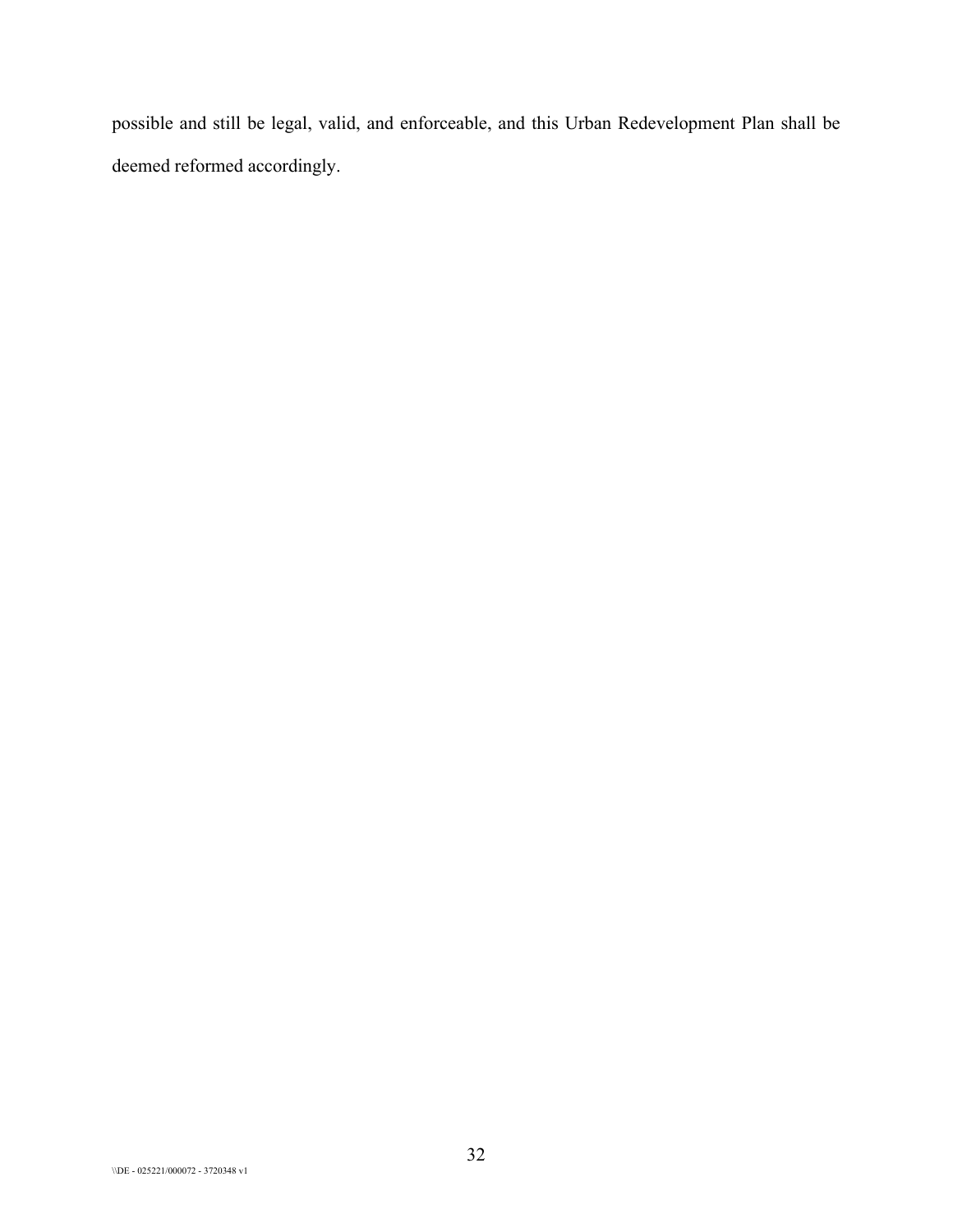possible and still be legal, valid, and enforceable, and this Urban Redevelopment Plan shall be deemed reformed accordingly.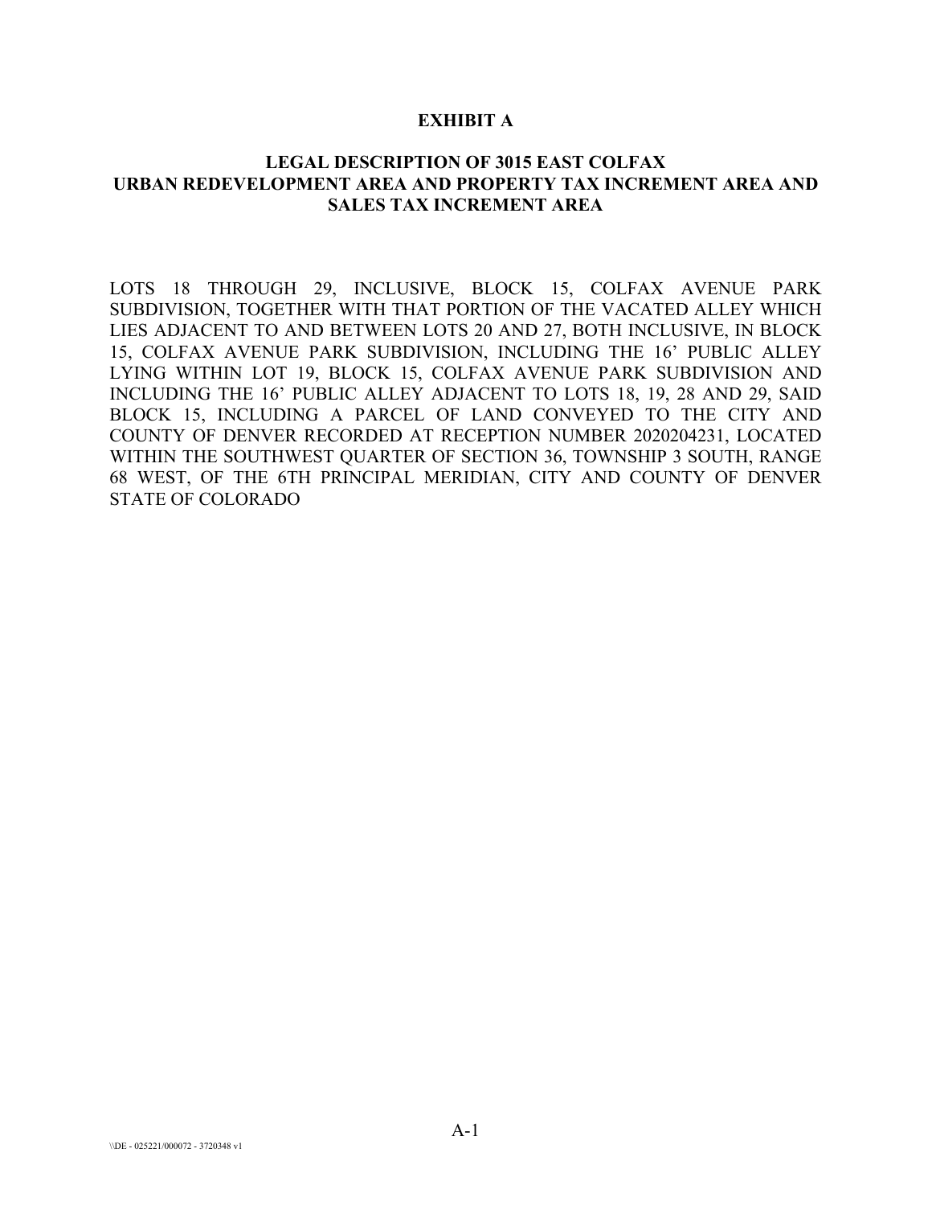# EXHIBIT A

## LEGAL DESCRIPTION OF 3015 EAST COLFAX URBAN REDEVELOPMENT AREA AND PROPERTY TAX INCREMENT AREA AND SALES TAX INCREMENT AREA

LOTS 18 THROUGH 29, INCLUSIVE, BLOCK 15, COLFAX AVENUE PARK SUBDIVISION, TOGETHER WITH THAT PORTION OF THE VACATED ALLEY WHICH LIES ADJACENT TO AND BETWEEN LOTS 20 AND 27, BOTH INCLUSIVE, IN BLOCK 15, COLFAX AVENUE PARK SUBDIVISION, INCLUDING THE 16' PUBLIC ALLEY LYING WITHIN LOT 19, BLOCK 15, COLFAX AVENUE PARK SUBDIVISION AND INCLUDING THE 16' PUBLIC ALLEY ADJACENT TO LOTS 18, 19, 28 AND 29, SAID BLOCK 15, INCLUDING A PARCEL OF LAND CONVEYED TO THE CITY AND COUNTY OF DENVER RECORDED AT RECEPTION NUMBER 2020204231, LOCATED WITHIN THE SOUTHWEST QUARTER OF SECTION 36, TOWNSHIP 3 SOUTH, RANGE 68 WEST, OF THE 6TH PRINCIPAL MERIDIAN, CITY AND COUNTY OF DENVER STATE OF COLORADO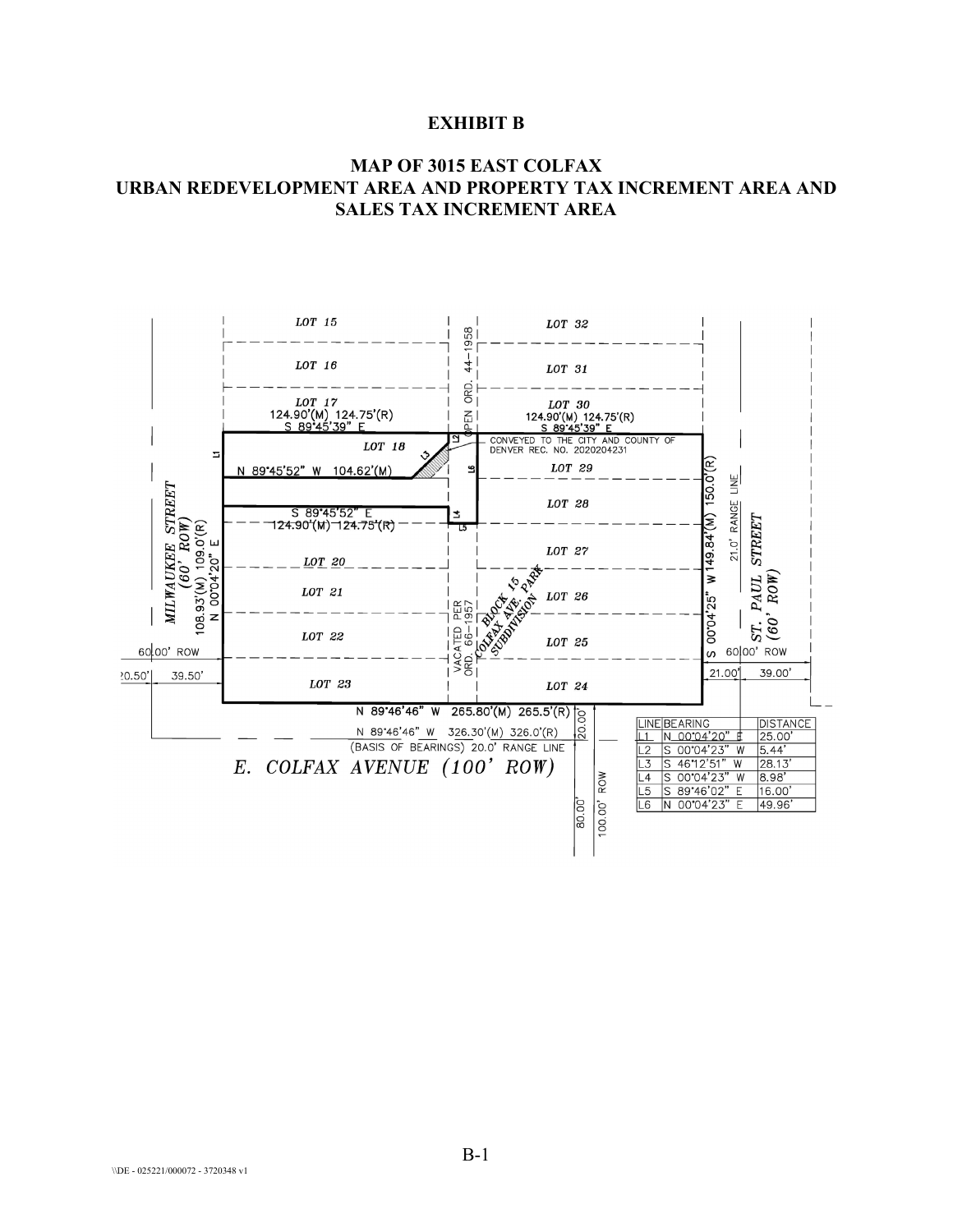# EXHIBIT B

## MAP OF 3015 EAST COLFAX URBAN REDEVELOPMENT AREA AND PROPERTY TAX INCREMENT AREA AND SALES TAX INCREMENT AREA

LOT 15

LOT 16

LOT 17

124.90'(M) 124.75'(R)

S 89°45'39" E

LOT 18

N 89°45'52" W 104.62'(M)

S 89°45'52" E

124.90'(M) 124.75'(R)

LOT 20

LOT 21

LOT 22

LOT 23

LOT 32

LOT 31

LOT 30

124.90'(M) 124.75'(R)

S 89°45'39" E

CONVEYED TO THE CITY AND COUNTY OF DENVER REC. NO. 2020204231

LOT 29

LOT 28

LOT 27

LOT 26

LOT 25

LOT 24

OPEN ORD. 44-1958

VACATED PER ORD. 66-1957

BLOCK 15 COLFAX AVE. PARK SUBDIVISION

MILWAUKEE STREET (60' ROW)

108.93'(M) 109.0'(R)

N 00°04'20" E

60.00' ROW

20.50' 39.50'

ST. PAUL STREET (60' ROW)

S 00°04'25" W 149.84'(M) 150.0'(R)

21.0' RANGE LINE

60.00' ROW

21.00' 39.00'

N 89°46'46" W 265.80'(M) 265.5'(R)

N 89°46'46" W 326.30'(M) 326.0'(R)

(BASIS OF BEARINGS) 20.0' RANGE LINE

20.00'

80.00'

100.00' ROW

E. COLFAX AVENUE (100' ROW)

| LINE | BEARING | DISTANCE |
|---|---|---|
| L1 | N 00°04'20" E | 25.00' |
| L2 | S 00°04'23" W | 5.44' |
| L3 | S 46°12'51" W | 28.13' |
| L4 | S 00°04'23" W | 8.98' |
| L5 | S 89°46'02" E | 16.00' |
| L6 | N 00°04'23" E | 49.96' |

\\DE - 025221/000072 - 3720348 v1